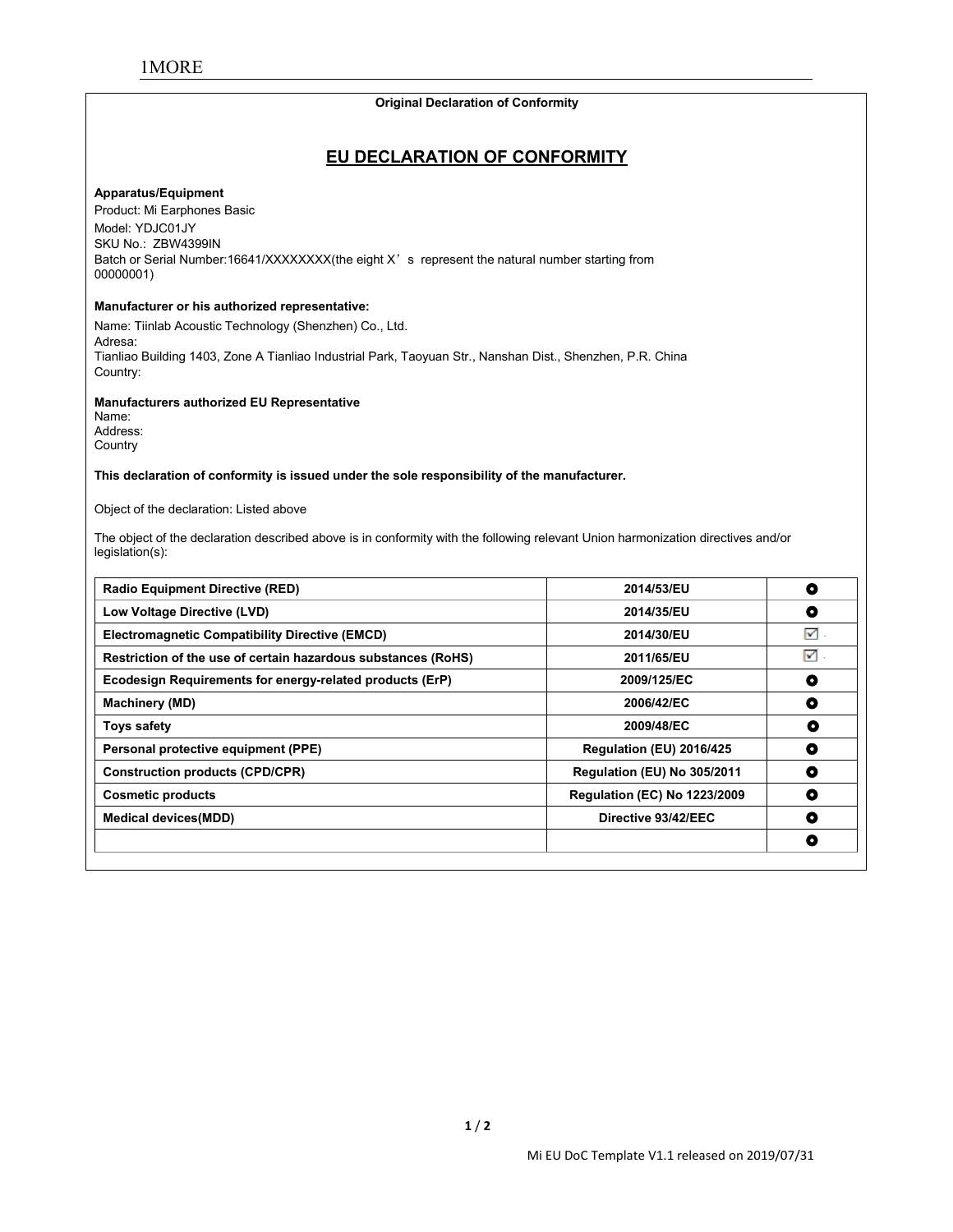1MORE

**Original Declaration of Conformity**

## EU DECLARATION OF CONFORMITY

**Apparatus/Equipment**

Product: Mi Earphones Basic
Model: YDJC01JY
SKU No.: ZBW4399IN
Batch or Serial Number:16641/XXXXXXXX(the eight X’s represent the natural number starting from 00000001)

**Manufacturer or his authorized representative:**

Name: Tiinlab Acoustic Technology (Shenzhen) Co., Ltd.
Adresa:
Tianliao Building 1403, Zone A Tianliao Industrial Park, Taoyuan Str., Nanshan Dist., Shenzhen, P.R. China
Country:

**Manufacturers authorized EU Representative**
Name:
Address:
Country

**This declaration of conformity is issued under the sole responsibility of the manufacturer.**

Object of the declaration: Listed above

The object of the declaration described above is in conformity with the following relevant Union harmonization directives and/or legislation(s):

| | | |
|---|---|---|
| **Radio Equipment Directive (RED)** | **2014/53/EU** | ◉ |
| **Low Voltage Directive (LVD)** | **2014/35/EU** | ◉ |
| **Electromagnetic Compatibility Directive (EMCD)** | **2014/30/EU** | ☑ |
| **Restriction of the use of certain hazardous substances (RoHS)** | **2011/65/EU** | ☑ |
| **Ecodesign Requirements for energy-related products (ErP)** | **2009/125/EC** | ◉ |
| **Machinery (MD)** | **2006/42/EC** | ◉ |
| **Toys safety** | **2009/48/EC** | ◉ |
| **Personal protective equipment (PPE)** | **Regulation (EU) 2016/425** | ◉ |
| **Construction products (CPD/CPR)** | **Regulation (EU) No 305/2011** | ◉ |
| **Cosmetic products** | **Regulation (EC) No 1223/2009** | ◉ |
| **Medical devices(MDD)** | **Directive 93/42/EEC** | ◉ |
| | | ◉ |

Mi EU DoC Template V1.1 released on 2019/07/31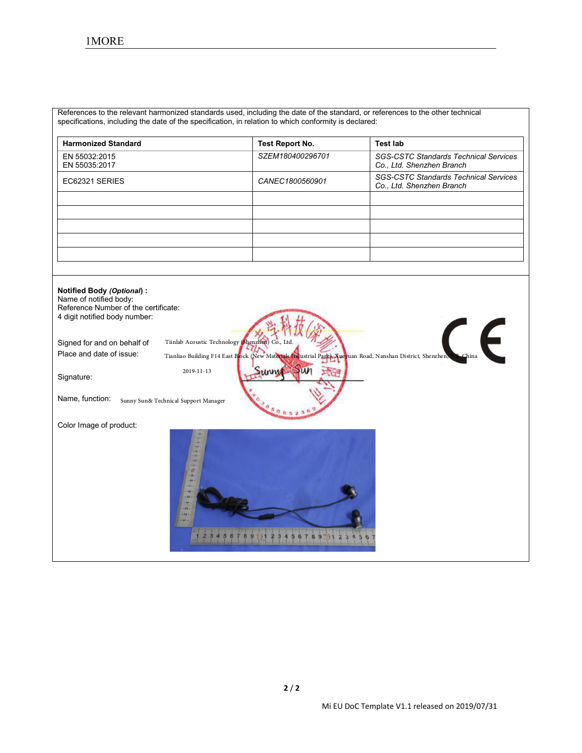References to the relevant harmonized standards used, including the date of the standard, or references to the other technical specifications, including the date of the specification, in relation to which conformity is declared:

| Harmonized Standard | Test Report No. | Test lab |
|---|---|---|
| EN 55032:2015<br>EN 55035:2017 | *SZEM180400296701* | *SGS-CSTC Standards Technical Services Co., Ltd. Shenzhen Branch* |
| EC62321 SERIES | *CANEC1800560901* | *SGS-CSTC Standards Technical Services Co., Ltd. Shenzhen Branch* |
| | | |
| | | |
| | | |
| | | |
| | | |

**Notified Body *(Optional)*:**
Name of notified body:
Reference Number of the certificate:
4 digit notified body number:

Signed for and on behalf of: Tiinlab Acoustic Technology (Shenzhen) Co., Ltd.

Place and date of issue: Tianliao Building F14 East Block (New Materials Industrial Park), Xueyuan Road, Nanshan District, Shenzhen, P.R. China

2019-11-13

Signature: Sunny Sun

Name, function: Sunny Sun& Technical Support Manager

Color Image of product:

Mi EU DoC Template V1.1 released on 2019/07/31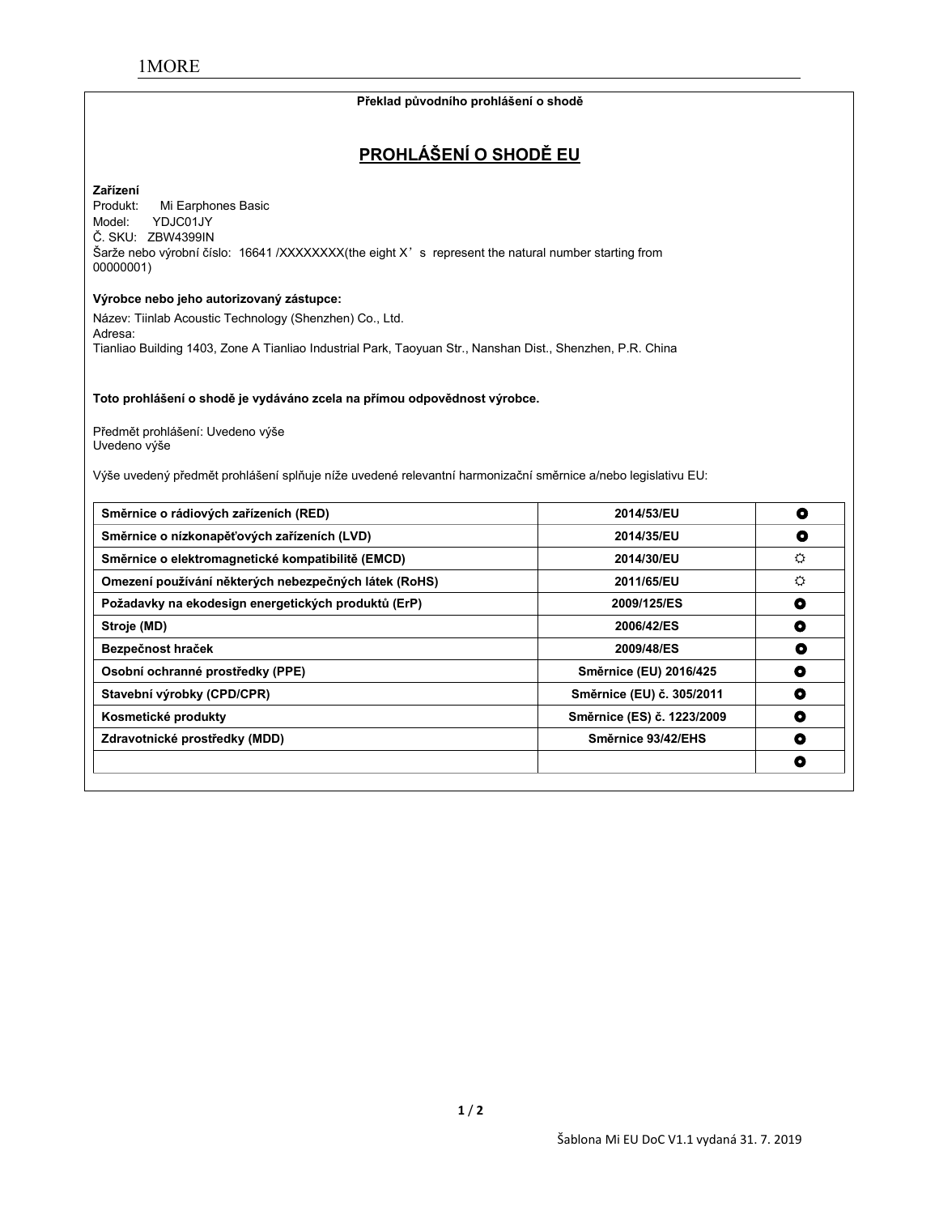1MORE

**Překlad původního prohlášení o shodě**

## PROHLÁŠENÍ O SHODĚ EU

**Zařízení**
Produkt: Mi Earphones Basic
Model: YDJC01JY
Č. SKU: ZBW4399IN
Šarže nebo výrobní číslo: 16641 /XXXXXXXX(the eight X's represent the natural number starting from 00000001)

**Výrobce nebo jeho autorizovaný zástupce:**
Název: Tiinlab Acoustic Technology (Shenzhen) Co., Ltd.
Adresa:
Tianliao Building 1403, Zone A Tianliao Industrial Park, Taoyuan Str., Nanshan Dist., Shenzhen, P.R. China

**Toto prohlášení o shodě je vydáváno zcela na přímou odpovědnost výrobce.**

Předmět prohlášení: Uvedeno výše
Uvedeno výše

Výše uvedený předmět prohlášení splňuje níže uvedené relevantní harmonizační směrnice a/nebo legislativu EU:

| | | |
|---|---|---|
| **Směrnice o rádiových zařízeních (RED)** | **2014/53/EU** | ● |
| **Směrnice o nízkonapěťových zařízeních (LVD)** | **2014/35/EU** | ● |
| **Směrnice o elektromagnetické kompatibilitě (EMCD)** | **2014/30/EU** | ☼ |
| **Omezení používání některých nebezpečných látek (RoHS)** | **2011/65/EU** | ☼ |
| **Požadavky na ekodesign energetických produktů (ErP)** | **2009/125/ES** | ● |
| **Stroje (MD)** | **2006/42/ES** | ● |
| **Bezpečnost hraček** | **2009/48/ES** | ● |
| **Osobní ochranné prostředky (PPE)** | **Směrnice (EU) 2016/425** | ● |
| **Stavební výrobky (CPD/CPR)** | **Směrnice (EU) č. 305/2011** | ● |
| **Kosmetické produkty** | **Směrnice (ES) č. 1223/2009** | ● |
| **Zdravotnické prostředky (MDD)** | **Směrnice 93/42/EHS** | ● |
| | | ● |

Šablona Mi EU DoC V1.1 vydaná 31. 7. 2019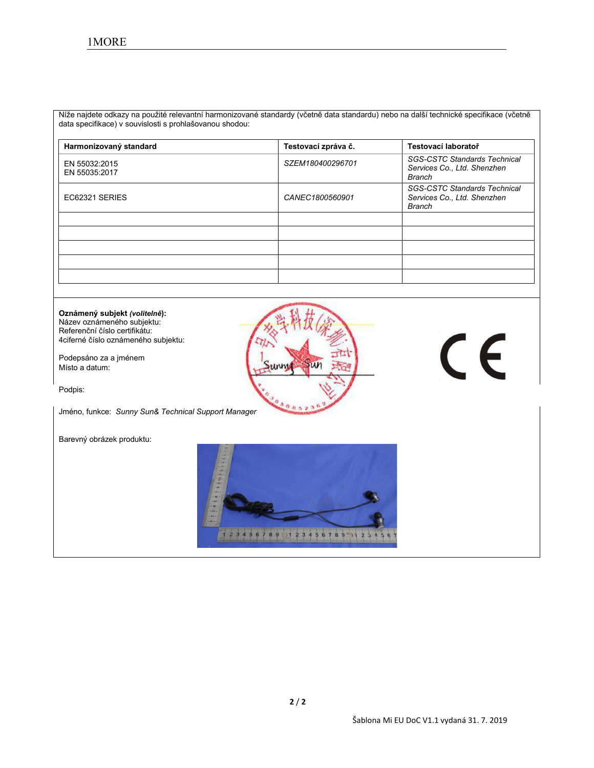Níže najdete odkazy na použité relevantní harmonizované standardy (včetně data standardu) nebo na další technické specifikace (včetně data specifikace) v souvislosti s prohlašovanou shodou:

| Harmonizovaný standard | Testovací zpráva č. | Testovací laboratoř |
| --- | --- | --- |
| EN 55032:2015<br>EN 55035:2017 | *SZEM180400296701* | *SGS-CSTC Standards Technical Services Co., Ltd. Shenzhen Branch* |
| EC62321 SERIES | *CANEC1800560901* | *SGS-CSTC Standards Technical Services Co., Ltd. Shenzhen Branch* |
| | | |
| | | |
| | | |
| | | |
| | | |

**Oznámený subjekt *(volitelně)*:**
Název oznámeného subjektu:
Referenční číslo certifikátu:
4ciferné číslo oznámeného subjektu:

Podepsáno za a jménem
Místo a datum:

Podpis:

Jméno, funkce: *Sunny Sun& Technical Support Manager*

Barevný obrázek produktu: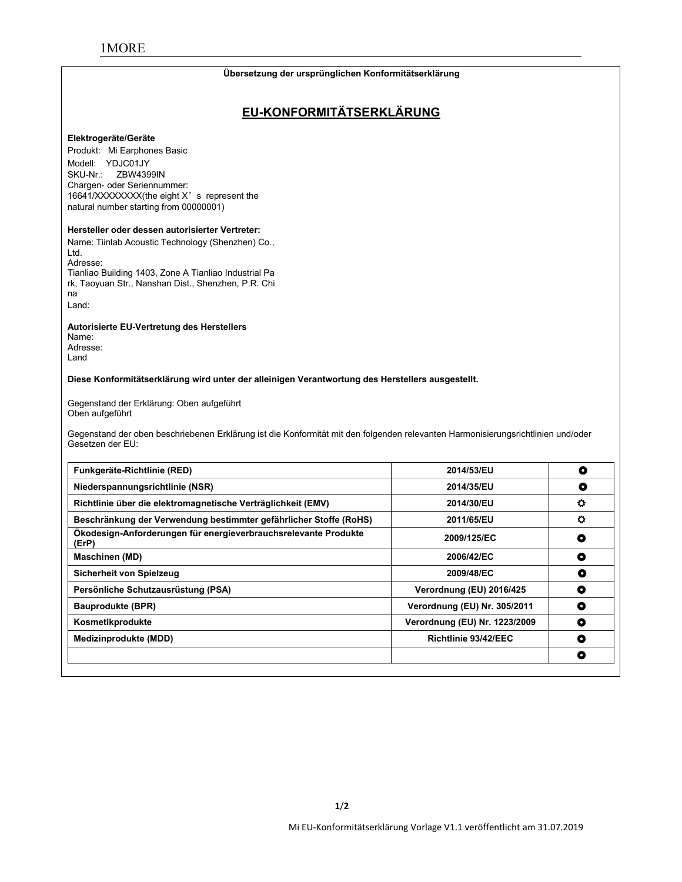**Übersetzung der ursprünglichen Konformitätserklärung**

# EU-KONFORMITÄTSERKLÄRUNG

**Elektrogeräte/Geräte**

Produkt: Mi Earphones Basic
Modell: YDJC01JY
SKU-Nr.: ZBW4399IN
Chargen- oder Seriennummer:
16641/XXXXXXXX(the eight X’s represent the natural number starting from 00000001)

**Hersteller oder dessen autorisierter Vertreter:**

Name: Tiinlab Acoustic Technology (Shenzhen) Co., Ltd.
Adresse:
Tianliao Building 1403, Zone A Tianliao Industrial Park, Taoyuan Str., Nanshan Dist., Shenzhen, P.R. China
Land:

**Autorisierte EU-Vertretung des Herstellers**

Name:
Adresse:
Land

**Diese Konformitätserklärung wird unter der alleinigen Verantwortung des Herstellers ausgestellt.**

Gegenstand der Erklärung: Oben aufgeführt
Oben aufgeführt

Gegenstand der oben beschriebenen Erklärung ist die Konformität mit den folgenden relevanten Harmonisierungsrichtlinien und/oder Gesetzen der EU:

| | | |
|---|---|---|
| **Funkgeräte-Richtlinie (RED)** | **2014/53/EU** | ◘ |
| **Niederspannungsrichtlinie (NSR)** | **2014/35/EU** | ◘ |
| **Richtlinie über die elektromagnetische Verträglichkeit (EMV)** | **2014/30/EU** | ☼ |
| **Beschränkung der Verwendung bestimmter gefährlicher Stoffe (RoHS)** | **2011/65/EU** | ☼ |
| **Ökodesign-Anforderungen für energieverbrauchsrelevante Produkte (ErP)** | **2009/125/EC** | ◘ |
| **Maschinen (MD)** | **2006/42/EC** | ◘ |
| **Sicherheit von Spielzeug** | **2009/48/EC** | ◘ |
| **Persönliche Schutzausrüstung (PSA)** | **Verordnung (EU) 2016/425** | ◘ |
| **Bauprodukte (BPR)** | **Verordnung (EU) Nr. 305/2011** | ◘ |
| **Kosmetikprodukte** | **Verordnung (EU) Nr. 1223/2009** | ◘ |
| **Medizinprodukte (MDD)** | **Richtlinie 93/42/EEC** | ◘ |
| | | ◘ |

Mi EU-Konformitätserklärung Vorlage V1.1 veröffentlicht am 31.07.2019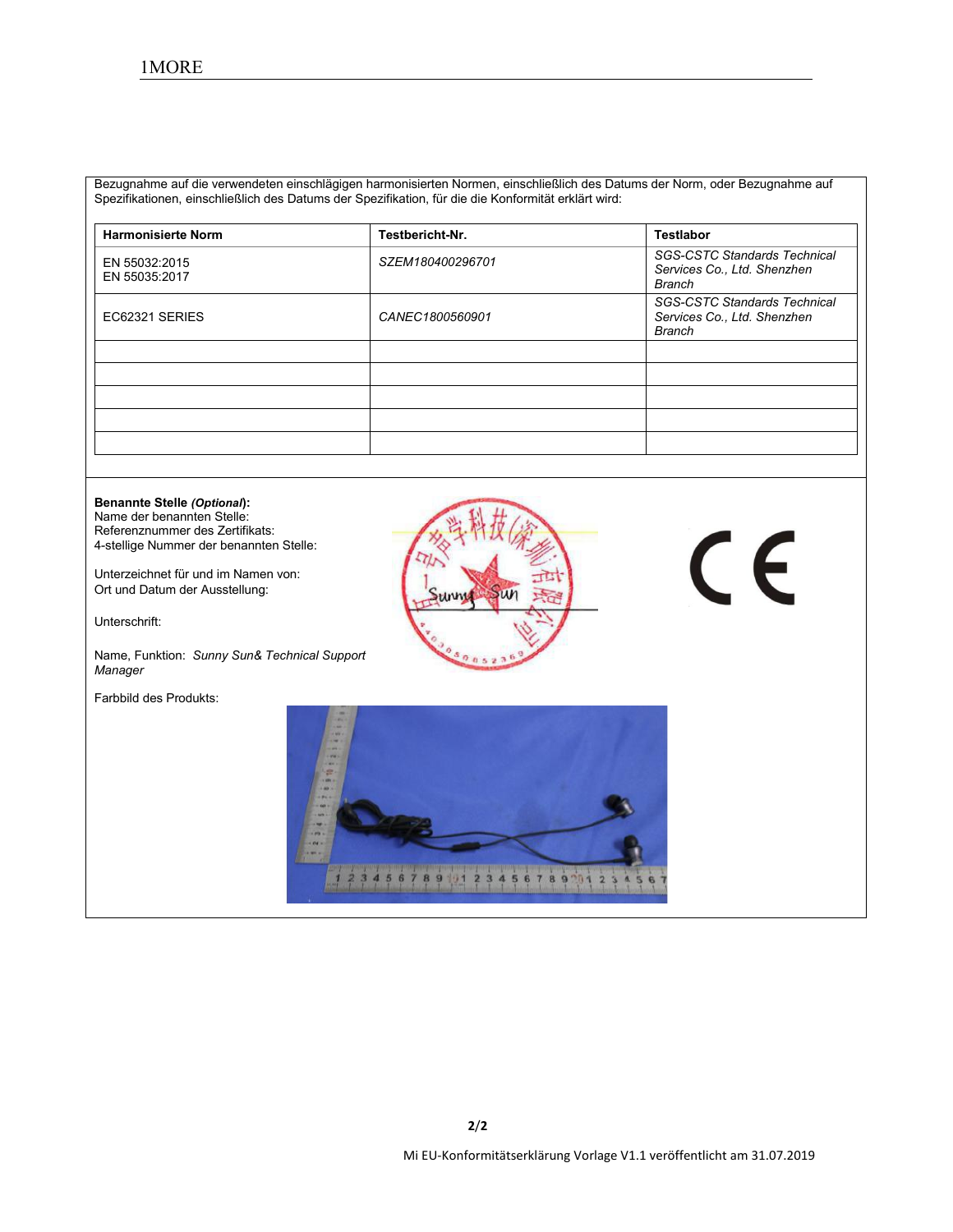Bezugnahme auf die verwendeten einschlägigen harmonisierten Normen, einschließlich des Datums der Norm, oder Bezugnahme auf Spezifikationen, einschließlich des Datums der Spezifikation, für die die Konformität erklärt wird:

| Harmonisierte Norm | Testbericht-Nr. | Testlabor |
|---|---|---|
| EN 55032:2015<br>EN 55035:2017 | *SZEM180400296701* | *SGS-CSTC Standards Technical Services Co., Ltd. Shenzhen Branch* |
| EC62321 SERIES | *CANEC1800560901* | *SGS-CSTC Standards Technical Services Co., Ltd. Shenzhen Branch* |
| | | |
| | | |
| | | |
| | | |
| | | |

**Benannte Stelle *(Optional)*:**
Name der benannten Stelle:
Referenznummer des Zertifikats:
4-stellige Nummer der benannten Stelle:

Unterzeichnet für und im Namen von:
Ort und Datum der Ausstellung:

Unterschrift:

Name, Funktion: *Sunny Sun& Technical Support Manager*

Farbbild des Produkts: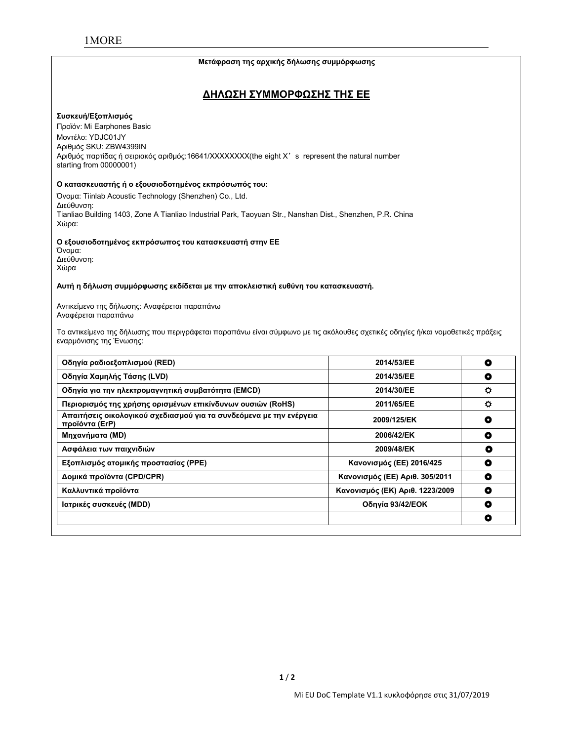**Μετάφραση της αρχικής δήλωσης συμμόρφωσης**

## ΔΗΛΩΣΗ ΣΥΜΜΟΡΦΩΣΗΣ ΤΗΣ ΕΕ

**Συσκευή/Εξοπλισμός**

Προϊόν: Mi Earphones Basic
Μοντέλο: YDJC01JY
Αριθμός SKU: ZBW4399IN
Αριθμός παρτίδας ή σειριακός αριθμός:16641/XXXXXXXX(the eight X’s represent the natural number starting from 00000001)

**Ο κατασκευαστής ή ο εξουσιοδοτημένος εκπρόσωπός του:**

Όνομα: Tiinlab Acoustic Technology (Shenzhen) Co., Ltd.
Διεύθυνση:
Tianliao Building 1403, Zone A Tianliao Industrial Park, Taoyuan Str., Nanshan Dist., Shenzhen, P.R. China
Χώρα:

**Ο εξουσιοδοτημένος εκπρόσωπος του κατασκευαστή στην ΕΕ**

Όνομα:
Διεύθυνση:
Χώρα

**Αυτή η δήλωση συμμόρφωσης εκδίδεται με την αποκλειστική ευθύνη του κατασκευαστή.**

Αντικείμενο της δήλωσης: Αναφέρεται παραπάνω
Αναφέρεται παραπάνω

Το αντικείμενο της δήλωσης που περιγράφεται παραπάνω είναι σύμφωνο με τις ακόλουθες σχετικές οδηγίες ή/και νομοθετικές πράξεις εναρμόνισης της Ένωσης:

| | | |
|---|---|---|
| **Οδηγία ραδιοεξοπλισμού (RED)** | **2014/53/ΕΕ** | ⊙ |
| **Οδηγία Χαμηλής Τάσης (LVD)** | **2014/35/ΕΕ** | ⊙ |
| **Οδηγία για την ηλεκτρομαγνητική συμβατότητα (EMCD)** | **2014/30/ΕΕ** | ☼ |
| **Περιορισμός της χρήσης ορισμένων επικίνδυνων ουσιών (RoHS)** | **2011/65/ΕΕ** | ☼ |
| **Απαιτήσεις οικολογικού σχεδιασμού για τα συνδεόμενα με την ενέργεια προϊόντα (ErP)** | **2009/125/ΕΚ** | ⊙ |
| **Μηχανήματα (MD)** | **2006/42/ΕΚ** | ⊙ |
| **Ασφάλεια των παιχνιδιών** | **2009/48/ΕΚ** | ⊙ |
| **Εξοπλισμός ατομικής προστασίας (PPE)** | **Κανονισμός (ΕΕ) 2016/425** | ⊙ |
| **Δομικά προϊόντα (CPD/CPR)** | **Κανονισμός (ΕΕ) Αριθ. 305/2011** | ⊙ |
| **Καλλυντικά προϊόντα** | **Κανονισμός (ΕΚ) Αριθ. 1223/2009** | ⊙ |
| **Ιατρικές συσκευές (MDD)** | **Οδηγία 93/42/ΕΟΚ** | ⊙ |
| | | ⊙ |

Mi EU DoC Template V1.1 κυκλοφόρησε στις 31/07/2019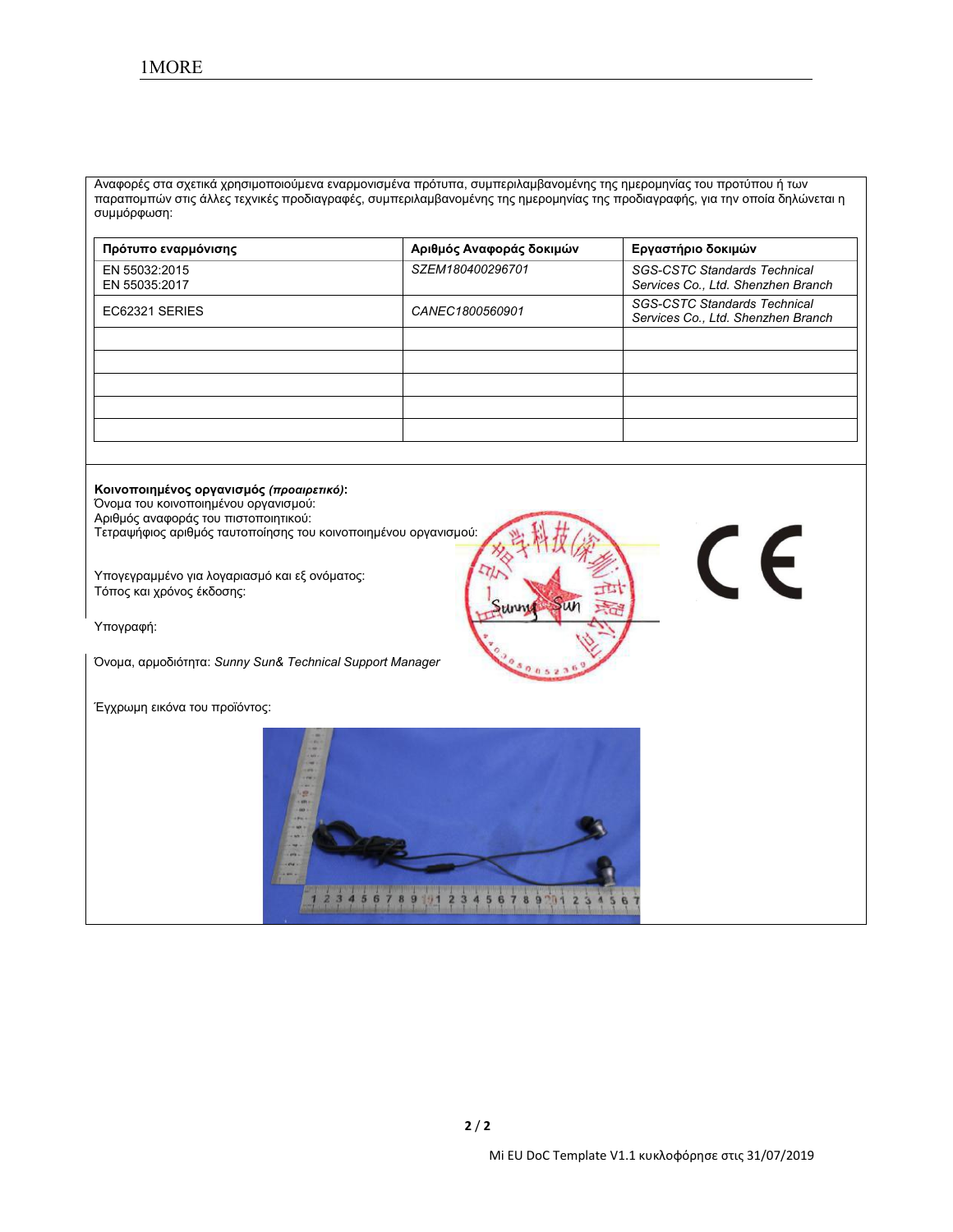Αναφορές στα σχετικά χρησιμοποιούμενα εναρμονισμένα πρότυπα, συμπεριλαμβανομένης της ημερομηνίας του προτύπου ή των παραπομπών στις άλλες τεχνικές προδιαγραφές, συμπεριλαμβανομένης της ημερομηνίας της προδιαγραφής, για την οποία δηλώνεται η συμμόρφωση:

| Πρότυπο εναρμόνισης | Αριθμός Αναφοράς δοκιμών | Εργαστήριο δοκιμών |
|---|---|---|
| EN 55032:2015<br>EN 55035:2017 | *SZEM180400296701* | *SGS-CSTC Standards Technical Services Co., Ltd. Shenzhen Branch* |
| EC62321 SERIES | *CANEC1800560901* | *SGS-CSTC Standards Technical Services Co., Ltd. Shenzhen Branch* |
| | | |
| | | |
| | | |
| | | |
| | | |

**Κοινοποιημένος οργανισμός *(προαιρετικό)*:**
Όνομα του κοινοποιημένου οργανισμού:
Αριθμός αναφοράς του πιστοποιητικού:
Τετραψήφιος αριθμός ταυτοποίησης του κοινοποιημένου οργανισμού:

Υπογεγραμμένο για λογαριασμό και εξ ονόματος:
Τόπος και χρόνος έκδοσης:

Υπογραφή:

Όνομα, αρμοδιότητα: *Sunny Sun& Technical Support Manager*

Έγχρωμη εικόνα του προϊόντος:

Mi EU DoC Template V1.1 κυκλοφόρησε στις 31/07/2019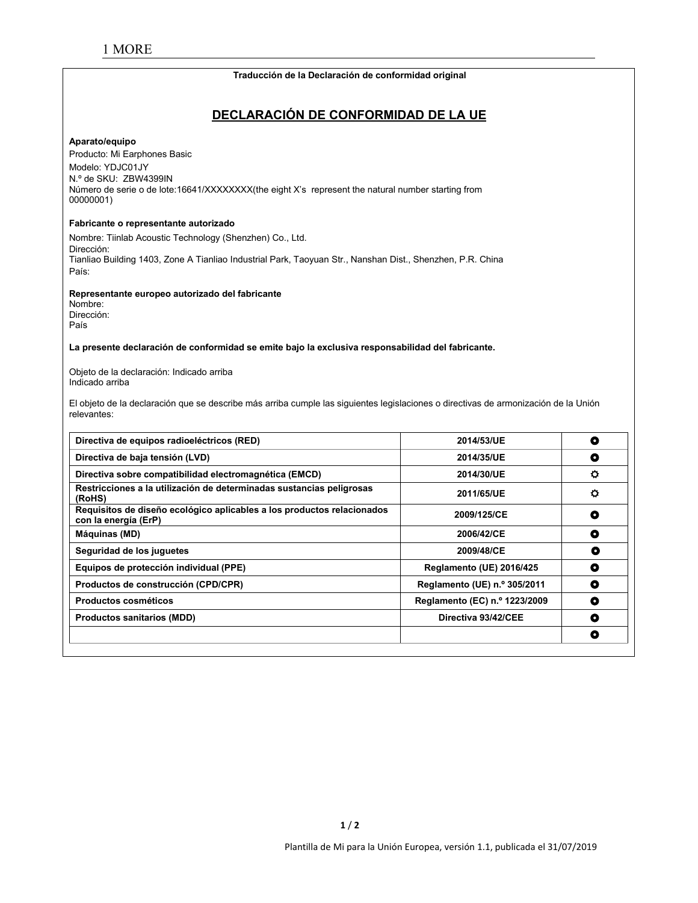**Traducción de la Declaración de conformidad original**

# DECLARACIÓN DE CONFORMIDAD DE LA UE

**Aparato/equipo**

Producto: Mi Earphones Basic
Modelo: YDJC01JY
N.º de SKU: ZBW4399IN
Número de serie o de lote:16641/XXXXXXXX(the eight X's represent the natural number starting from 00000001)

**Fabricante o representante autorizado**

Nombre: Tiinlab Acoustic Technology (Shenzhen) Co., Ltd.
Dirección:
Tianliao Building 1403, Zone A Tianliao Industrial Park, Taoyuan Str., Nanshan Dist., Shenzhen, P.R. China
País:

**Representante europeo autorizado del fabricante**

Nombre:
Dirección:
País

**La presente declaración de conformidad se emite bajo la exclusiva responsabilidad del fabricante.**

Objeto de la declaración: Indicado arriba
Indicado arriba

El objeto de la declaración que se describe más arriba cumple las siguientes legislaciones o directivas de armonización de la Unión relevantes:

| | | |
|---|---|---|
| **Directiva de equipos radioeléctricos (RED)** | **2014/53/UE** | ◘ |
| **Directiva de baja tensión (LVD)** | **2014/35/UE** | ◘ |
| **Directiva sobre compatibilidad electromagnética (EMCD)** | **2014/30/UE** | ☼ |
| **Restricciones a la utilización de determinadas sustancias peligrosas (RoHS)** | **2011/65/UE** | ☼ |
| **Requisitos de diseño ecológico aplicables a los productos relacionados con la energía (ErP)** | **2009/125/CE** | ◘ |
| **Máquinas (MD)** | **2006/42/CE** | ◘ |
| **Seguridad de los juguetes** | **2009/48/CE** | ◘ |
| **Equipos de protección individual (PPE)** | **Reglamento (UE) 2016/425** | ◘ |
| **Productos de construcción (CPD/CPR)** | **Reglamento (UE) n.º 305/2011** | ◘ |
| **Productos cosméticos** | **Reglamento (EC) n.º 1223/2009** | ◘ |
| **Productos sanitarios (MDD)** | **Directiva 93/42/CEE** | ◘ |
| | | ◘ |

Plantilla de Mi para la Unión Europea, versión 1.1, publicada el 31/07/2019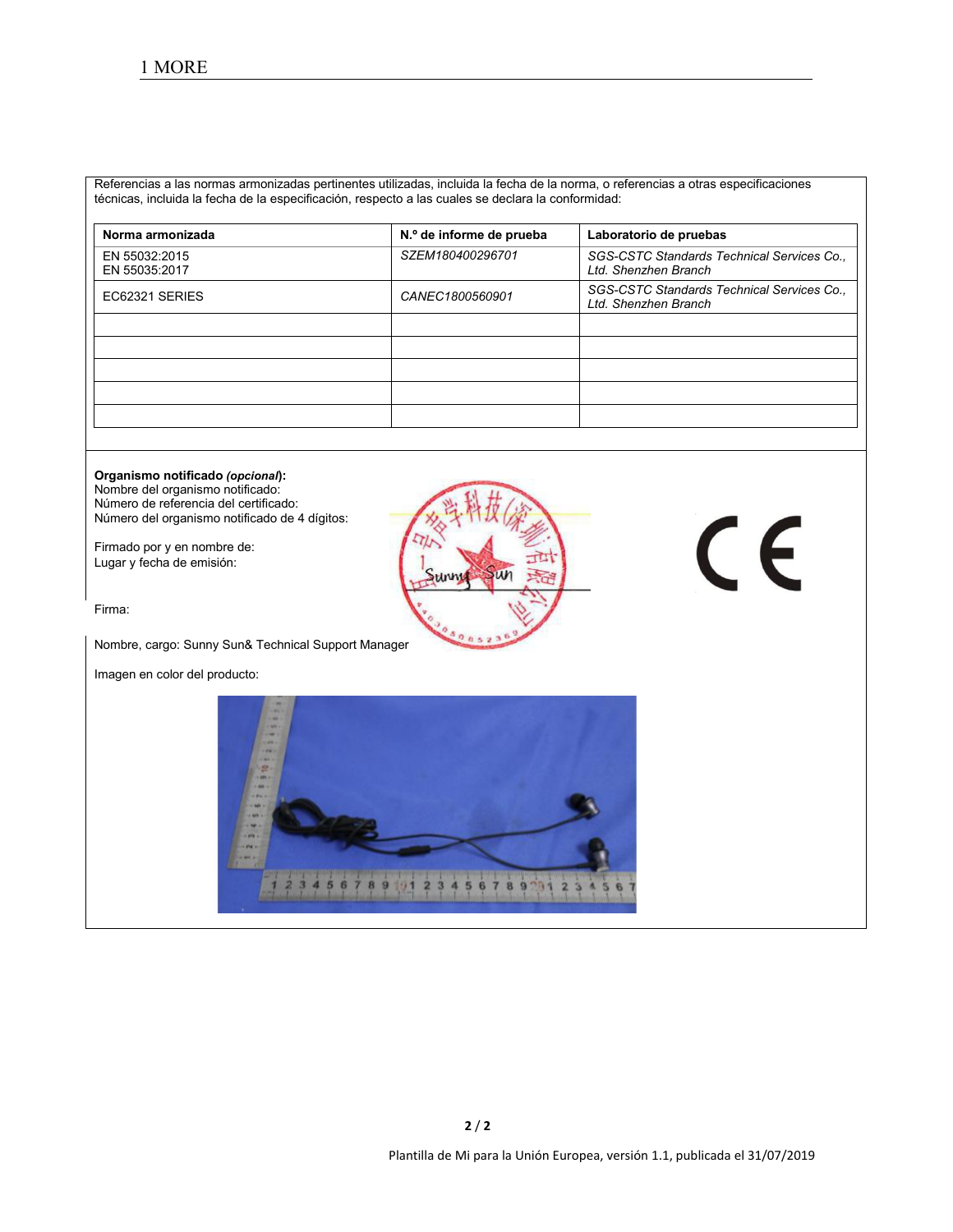Referencias a las normas armonizadas pertinentes utilizadas, incluida la fecha de la norma, o referencias a otras especificaciones técnicas, incluida la fecha de la especificación, respecto a las cuales se declara la conformidad:

| Norma armonizada | N.º de informe de prueba | Laboratorio de pruebas |
|---|---|---|
| EN 55032:2015<br>EN 55035:2017 | *SZEM180400296701* | *SGS-CSTC Standards Technical Services Co., Ltd. Shenzhen Branch* |
| EC62321 SERIES | *CANEC1800560901* | *SGS-CSTC Standards Technical Services Co., Ltd. Shenzhen Branch* |
| | | |
| | | |
| | | |
| | | |
| | | |

**Organismo notificado *(opcional)*:**
Nombre del organismo notificado:
Número de referencia del certificado:
Número del organismo notificado de 4 dígitos:

Firmado por y en nombre de:
Lugar y fecha de emisión:

Firma:

Nombre, cargo: Sunny Sun& Technical Support Manager

Imagen en color del producto: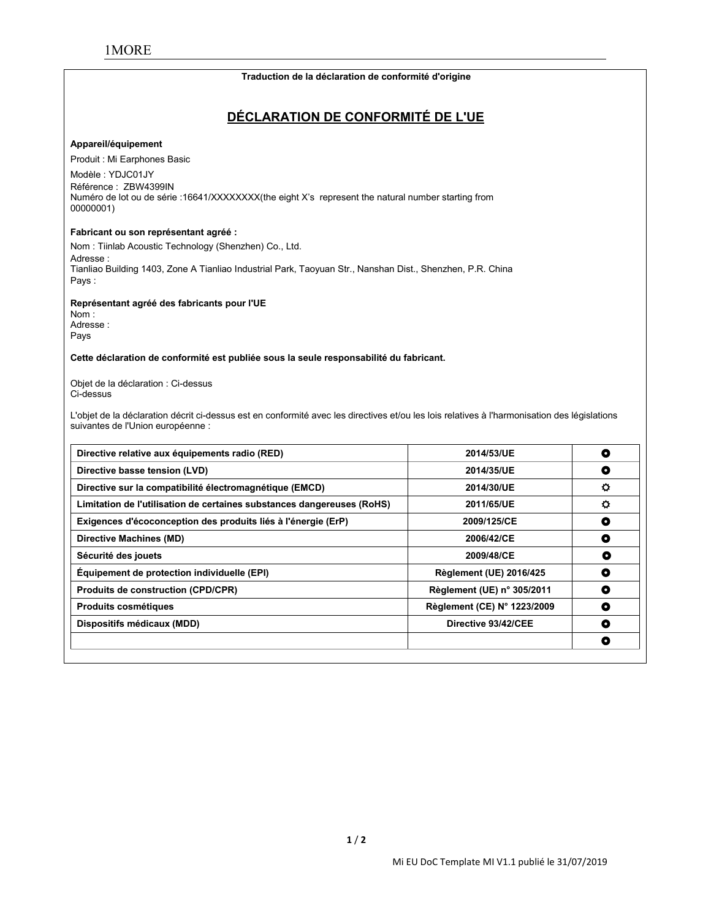**Traduction de la déclaration de conformité d'origine**

## DÉCLARATION DE CONFORMITÉ DE L'UE

**Appareil/équipement**

Produit : Mi Earphones Basic

Modèle : YDJC01JY
Référence : ZBW4399IN
Numéro de lot ou de série :16641/XXXXXXXX(the eight X's represent the natural number starting from 00000001)

**Fabricant ou son représentant agréé :**

Nom : Tiinlab Acoustic Technology (Shenzhen) Co., Ltd.
Adresse :
Tianliao Building 1403, Zone A Tianliao Industrial Park, Taoyuan Str., Nanshan Dist., Shenzhen, P.R. China
Pays :

**Représentant agréé des fabricants pour l'UE**
Nom :
Adresse :
Pays

**Cette déclaration de conformité est publiée sous la seule responsabilité du fabricant.**

Objet de la déclaration : Ci-dessus
Ci-dessus

L'objet de la déclaration décrit ci-dessus est en conformité avec les directives et/ou les lois relatives à l'harmonisation des législations suivantes de l'Union européenne :

| | | |
|---|---|---|
| **Directive relative aux équipements radio (RED)** | **2014/53/UE** | ◘ |
| **Directive basse tension (LVD)** | **2014/35/UE** | ◘ |
| **Directive sur la compatibilité électromagnétique (EMCD)** | **2014/30/UE** | ☼ |
| **Limitation de l'utilisation de certaines substances dangereuses (RoHS)** | **2011/65/UE** | ☼ |
| **Exigences d'écoconception des produits liés à l'énergie (ErP)** | **2009/125/CE** | ◘ |
| **Directive Machines (MD)** | **2006/42/CE** | ◘ |
| **Sécurité des jouets** | **2009/48/CE** | ◘ |
| **Équipement de protection individuelle (EPI)** | **Règlement (UE) 2016/425** | ◘ |
| **Produits de construction (CPD/CPR)** | **Règlement (UE) n° 305/2011** | ◘ |
| **Produits cosmétiques** | **Règlement (CE) N° 1223/2009** | ◘ |
| **Dispositifs médicaux (MDD)** | **Directive 93/42/CEE** | ◘ |
| | | ◘ |

Mi EU DoC Template MI V1.1 publié le 31/07/2019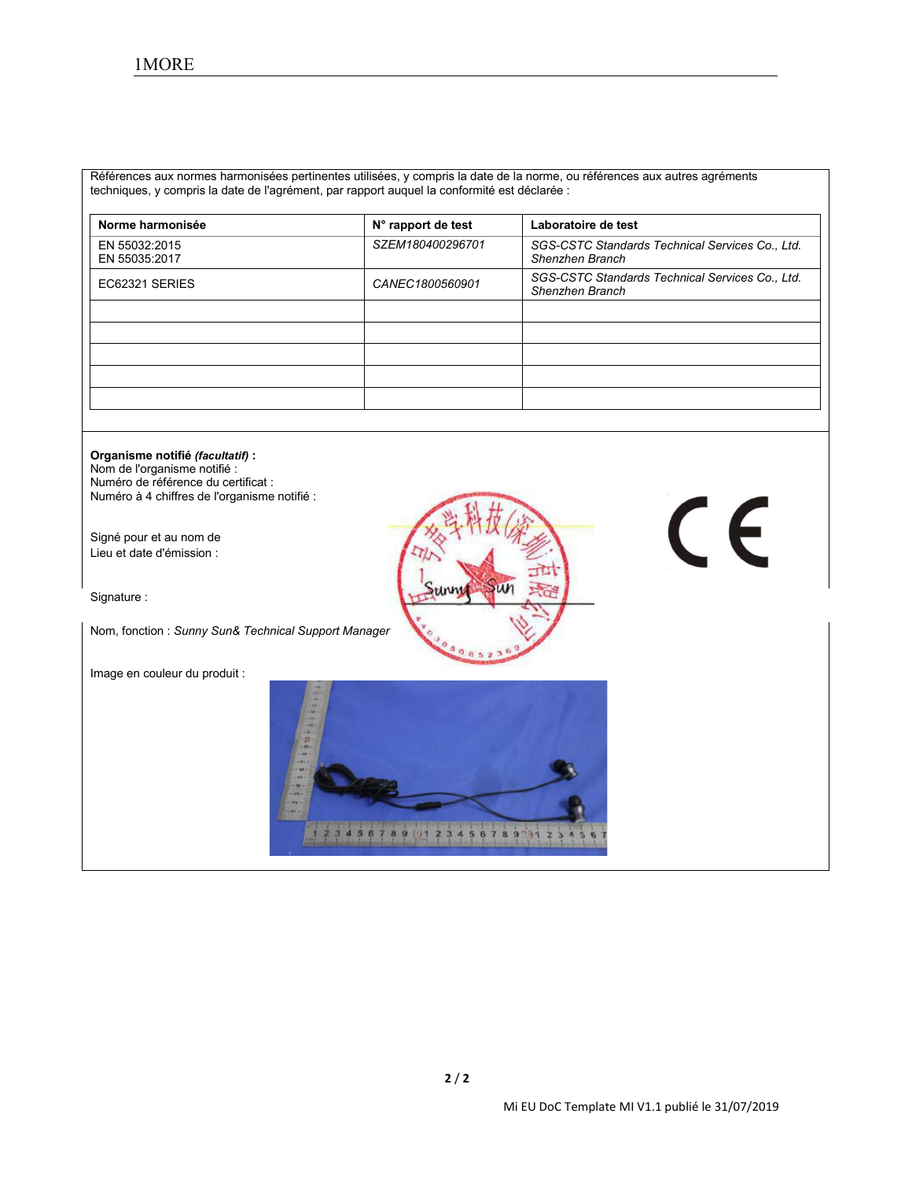Références aux normes harmonisées pertinentes utilisées, y compris la date de la norme, ou références aux autres agréments techniques, y compris la date de l'agrément, par rapport auquel la conformité est déclarée :

| Norme harmonisée | N° rapport de test | Laboratoire de test |
|---|---|---|
| EN 55032:2015<br>EN 55035:2017 | *SZEM180400296701* | *SGS-CSTC Standards Technical Services Co., Ltd. Shenzhen Branch* |
| EC62321 SERIES | *CANEC1800560901* | *SGS-CSTC Standards Technical Services Co., Ltd. Shenzhen Branch* |
| | | |
| | | |
| | | |
| | | |
| | | |

**Organisme notifié *(facultatif)* :**
Nom de l'organisme notifié :
Numéro de référence du certificat :
Numéro à 4 chiffres de l'organisme notifié :

Signé pour et au nom de
Lieu et date d'émission :

Signature :

Nom, fonction : *Sunny Sun& Technical Support Manager*

Image en couleur du produit :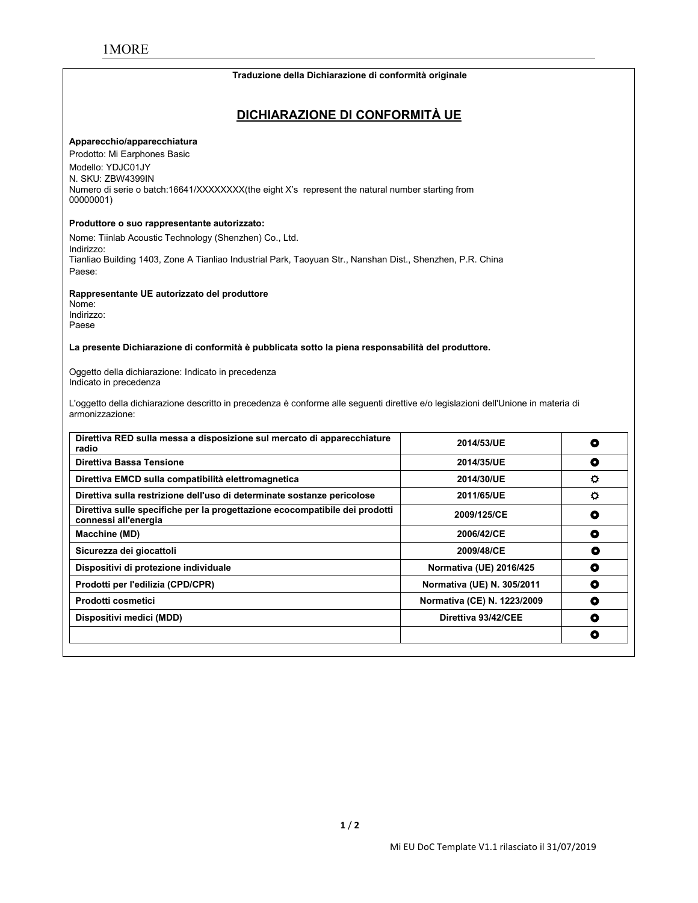1MORE

**Traduzione della Dichiarazione di conformità originale**

## DICHIARAZIONE DI CONFORMITÀ UE

**Apparecchio/apparecchiatura**

Prodotto: Mi Earphones Basic
Modello: YDJC01JY
N. SKU: ZBW4399IN
Numero di serie o batch:16641/XXXXXXXX(the eight X's represent the natural number starting from 00000001)

**Produttore o suo rappresentante autorizzato:**

Nome: Tiinlab Acoustic Technology (Shenzhen) Co., Ltd.
Indirizzo:
Tianliao Building 1403, Zone A Tianliao Industrial Park, Taoyuan Str., Nanshan Dist., Shenzhen, P.R. China
Paese:

**Rappresentante UE autorizzato del produttore**

Nome:
Indirizzo:
Paese

**La presente Dichiarazione di conformità è pubblicata sotto la piena responsabilità del produttore.**

Oggetto della dichiarazione: Indicato in precedenza
Indicato in precedenza

L'oggetto della dichiarazione descritto in precedenza è conforme alle seguenti direttive e/o legislazioni dell'Unione in materia di armonizzazione:

| Direttiva | Riferimento | |
|---|---|---|
| **Direttiva RED sulla messa a disposizione sul mercato di apparecchiature radio** | **2014/53/UE** | ○ |
| **Direttiva Bassa Tensione** | **2014/35/UE** | ○ |
| **Direttiva EMCD sulla compatibilità elettromagnetica** | **2014/30/UE** | ☼ |
| **Direttiva sulla restrizione dell'uso di determinate sostanze pericolose** | **2011/65/UE** | ☼ |
| **Direttiva sulle specifiche per la progettazione ecocompatibile dei prodotti connessi all'energia** | **2009/125/CE** | ○ |
| **Macchine (MD)** | **2006/42/CE** | ○ |
| **Sicurezza dei giocattoli** | **2009/48/CE** | ○ |
| **Dispositivi di protezione individuale** | **Normativa (UE) 2016/425** | ○ |
| **Prodotti per l'edilizia (CPD/CPR)** | **Normativa (UE) N. 305/2011** | ○ |
| **Prodotti cosmetici** | **Normativa (CE) N. 1223/2009** | ○ |
| **Dispositivi medici (MDD)** | **Direttiva 93/42/CEE** | ○ |
| | | ○ |

Mi EU DoC Template V1.1 rilasciato il 31/07/2019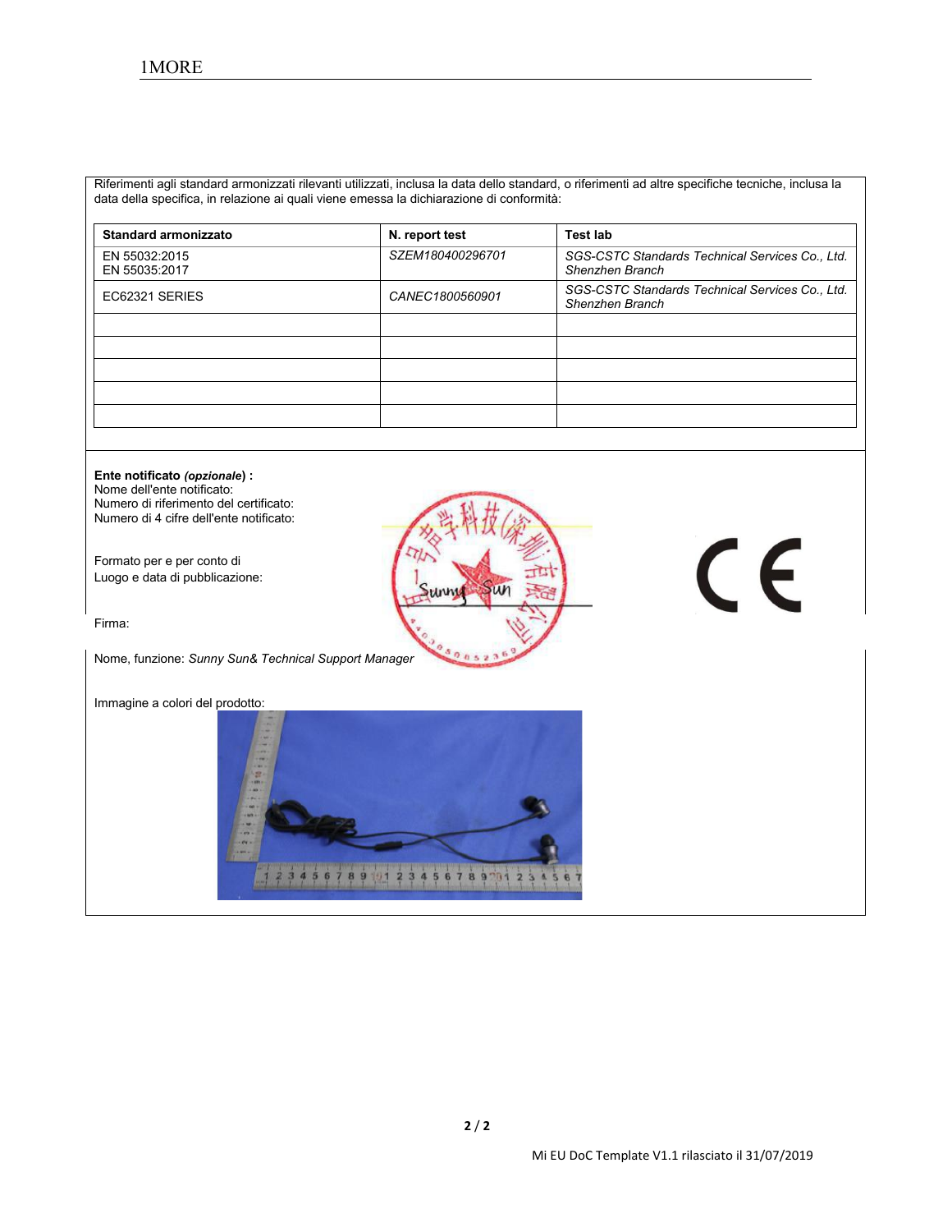Riferimenti agli standard armonizzati rilevanti utilizzati, inclusa la data dello standard, o riferimenti ad altre specifiche tecniche, inclusa la data della specifica, in relazione ai quali viene emessa la dichiarazione di conformità:

| Standard armonizzato | N. report test | Test lab |
|---|---|---|
| EN 55032:2015<br>EN 55035:2017 | *SZEM180400296701* | *SGS-CSTC Standards Technical Services Co., Ltd. Shenzhen Branch* |
| EC62321 SERIES | *CANEC1800560901* | *SGS-CSTC Standards Technical Services Co., Ltd. Shenzhen Branch* |
| | | |
| | | |
| | | |
| | | |
| | | |

**Ente notificato *(opzionale*) :**
Nome dell'ente notificato:
Numero di riferimento del certificato:
Numero di 4 cifre dell'ente notificato:

Formato per e per conto di
Luogo e data di pubblicazione:

Firma:

Nome, funzione: *Sunny Sun& Technical Support Manager*

Immagine a colori del prodotto:

Mi EU DoC Template V1.1 rilasciato il 31/07/2019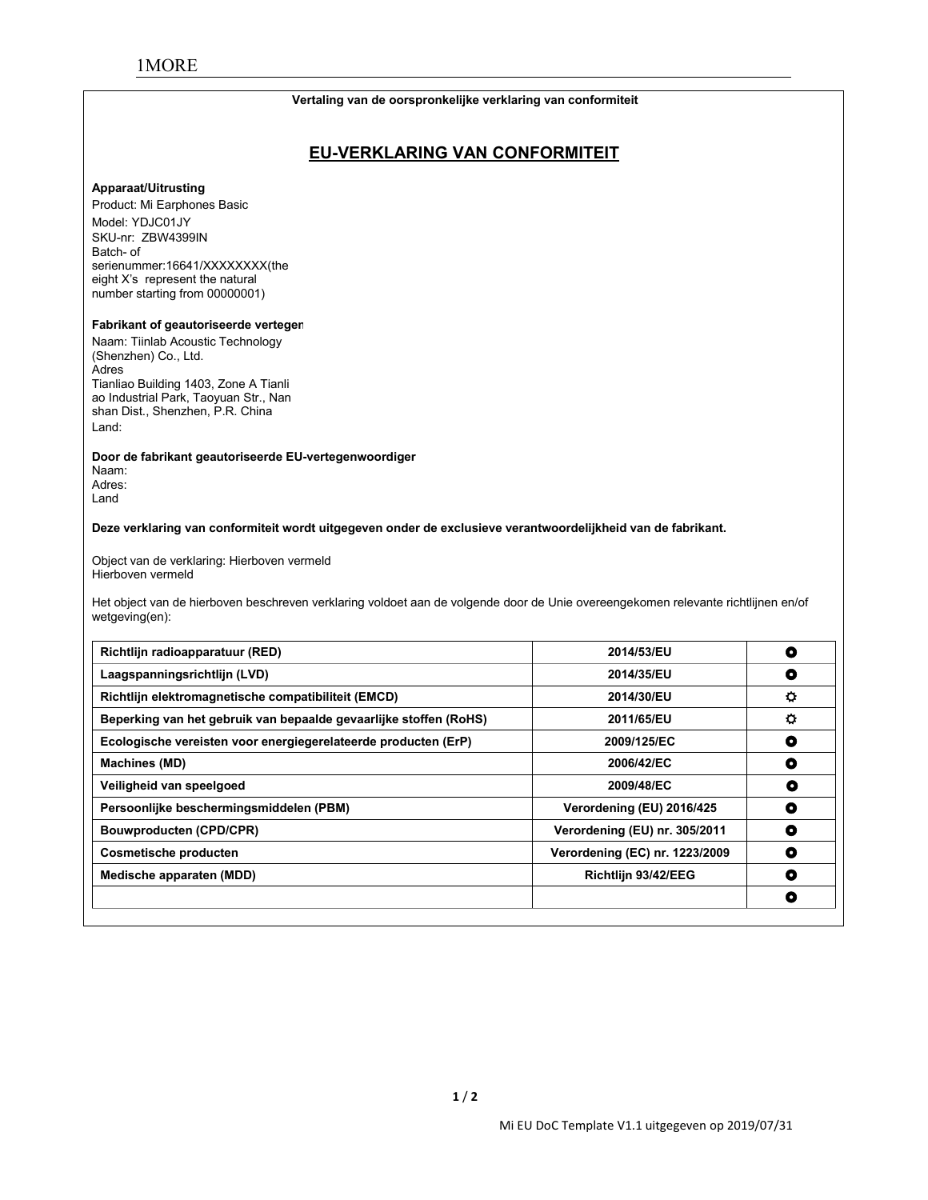1MORE

**Vertaling van de oorspronkelijke verklaring van conformiteit**

## EU-VERKLARING VAN CONFORMITEIT

**Apparaat/Uitrusting**

Product: Mi Earphones Basic
Model: YDJC01JY
SKU-nr: ZBW4399IN
Batch- of serienummer:16641/XXXXXXXX(the eight X's represent the natural number starting from 00000001)

**Fabrikant of geautoriseerde vertegen**

Naam: Tiinlab Acoustic Technology (Shenzhen) Co., Ltd.
Adres
Tianliao Building 1403, Zone A Tianliao Industrial Park, Taoyuan Str., Nanshan Dist., Shenzhen, P.R. China
Land:

**Door de fabrikant geautoriseerde EU-vertegenwoordiger**

Naam:
Adres:
Land

**Deze verklaring van conformiteit wordt uitgegeven onder de exclusieve verantwoordelijkheid van de fabrikant.**

Object van de verklaring: Hierboven vermeld
Hierboven vermeld

Het object van de hierboven beschreven verklaring voldoet aan de volgende door de Unie overeengekomen relevante richtlijnen en/of wetgeving(en):

| | | |
|---|---|---|
| **Richtlijn radioapparatuur (RED)** | **2014/53/EU** | ⭘ |
| **Laagspanningsrichtlijn (LVD)** | **2014/35/EU** | ⭘ |
| **Richtlijn elektromagnetische compatibiliteit (EMCD)** | **2014/30/EU** | ☼ |
| **Beperking van het gebruik van bepaalde gevaarlijke stoffen (RoHS)** | **2011/65/EU** | ☼ |
| **Ecologische vereisten voor energiegerelateerde producten (ErP)** | **2009/125/EC** | ⭘ |
| **Machines (MD)** | **2006/42/EC** | ⭘ |
| **Veiligheid van speelgoed** | **2009/48/EC** | ⭘ |
| **Persoonlijke beschermingsmiddelen (PBM)** | **Verordening (EU) 2016/425** | ⭘ |
| **Bouwproducten (CPD/CPR)** | **Verordening (EU) nr. 305/2011** | ⭘ |
| **Cosmetische producten** | **Verordening (EC) nr. 1223/2009** | ⭘ |
| **Medische apparaten (MDD)** | **Richtlijn 93/42/EEG** | ⭘ |
| | | ⭘ |

Mi EU DoC Template V1.1 uitgegeven op 2019/07/31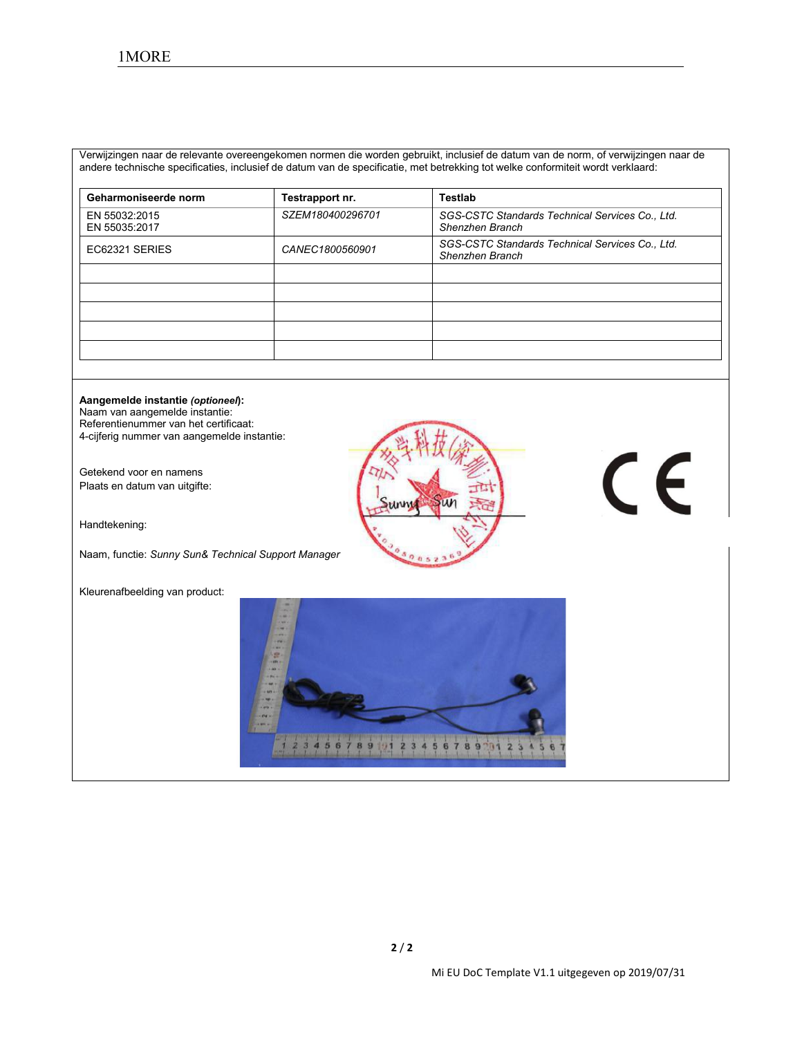Verwijzingen naar de relevante overeengekomen normen die worden gebruikt, inclusief de datum van de norm, of verwijzingen naar de andere technische specificaties, inclusief de datum van de specificatie, met betrekking tot welke conformiteit wordt verklaard:

| Geharmoniseerde norm | Testrapport nr. | Testlab |
|---|---|---|
| EN 55032:2015<br>EN 55035:2017 | *SZEM180400296701* | *SGS-CSTC Standards Technical Services Co., Ltd. Shenzhen Branch* |
| EC62321 SERIES | *CANEC1800560901* | *SGS-CSTC Standards Technical Services Co., Ltd. Shenzhen Branch* |
| | | |
| | | |
| | | |
| | | |
| | | |

**Aangemelde instantie *(optioneel*):**
Naam van aangemelde instantie:
Referentienummer van het certificaat:
4-cijferig nummer van aangemelde instantie:

Getekend voor en namens
Plaats en datum van uitgifte:

Handtekening:

Naam, functie: *Sunny Sun& Technical Support Manager*

Kleurenafbeelding van product:

Mi EU DoC Template V1.1 uitgegeven op 2019/07/31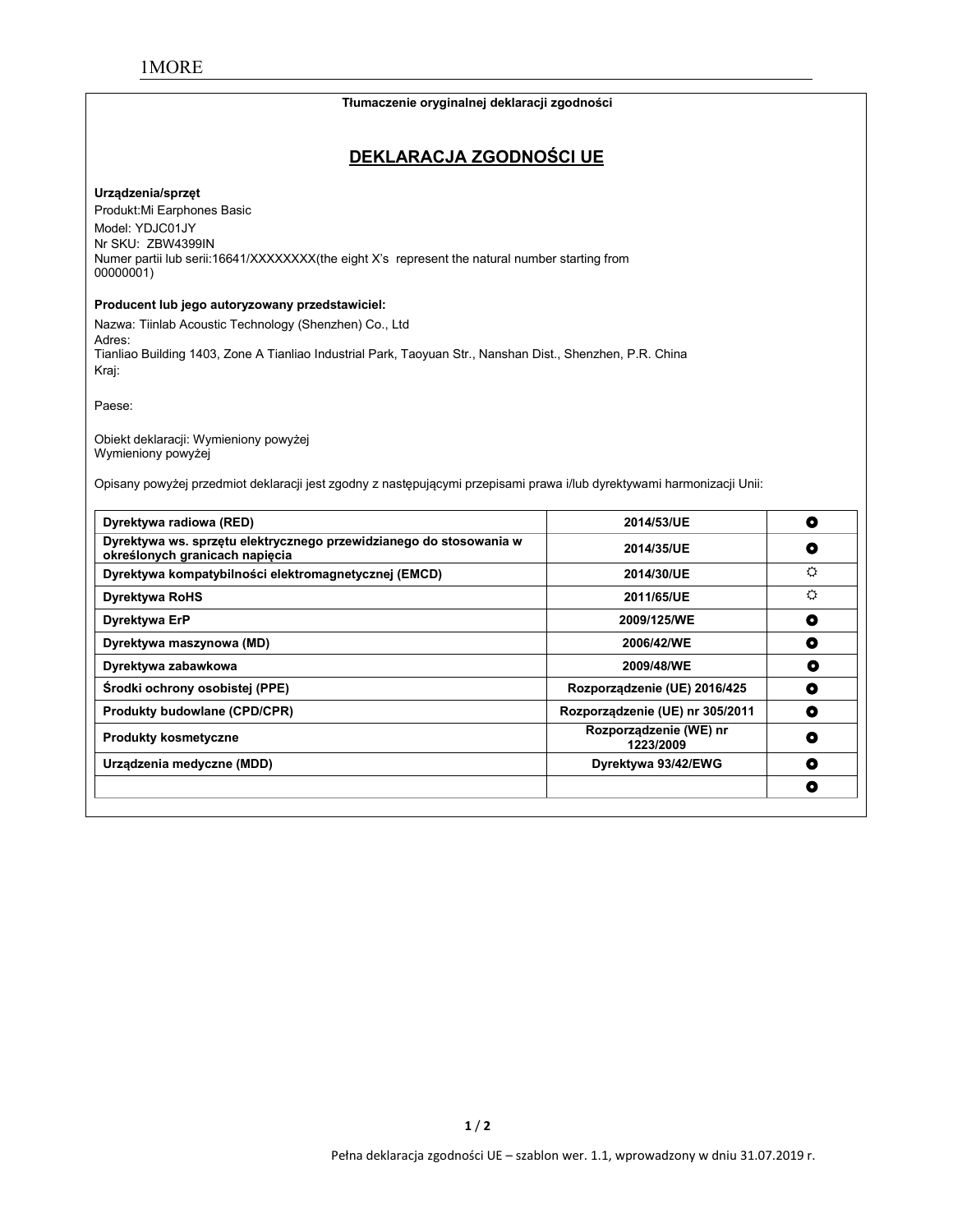**Tłumaczenie oryginalnej deklaracji zgodności**

# DEKLARACJA ZGODNOŚCI UE

**Urządzenia/sprzęt**

Produkt:Mi Earphones Basic
Model: YDJC01JY
Nr SKU: ZBW4399IN
Numer partii lub serii:16641/XXXXXXXX(the eight X's represent the natural number starting from 00000001)

**Producent lub jego autoryzowany przedstawiciel:**

Nazwa: Tiinlab Acoustic Technology (Shenzhen) Co., Ltd
Adres:
Tianliao Building 1403, Zone A Tianliao Industrial Park, Taoyuan Str., Nanshan Dist., Shenzhen, P.R. China
Kraj:

Paese:

Obiekt deklaracji: Wymieniony powyżej
Wymieniony powyżej

Opisany powyżej przedmiot deklaracji jest zgodny z następującymi przepisami prawa i/lub dyrektywami harmonizacji Unii:

| Dyrektywa | Numer | |
|---|---|---|
| **Dyrektywa radiowa (RED)** | **2014/53/UE** | ◉ |
| **Dyrektywa ws. sprzętu elektrycznego przewidzianego do stosowania w określonych granicach napięcia** | **2014/35/UE** | ◉ |
| **Dyrektywa kompatybilności elektromagnetycznej (EMCD)** | **2014/30/UE** | ☼ |
| **Dyrektywa RoHS** | **2011/65/UE** | ☼ |
| **Dyrektywa ErP** | **2009/125/WE** | ◉ |
| **Dyrektywa maszynowa (MD)** | **2006/42/WE** | ◉ |
| **Dyrektywa zabawkowa** | **2009/48/WE** | ◉ |
| **Środki ochrony osobistej (PPE)** | **Rozporządzenie (UE) 2016/425** | ◉ |
| **Produkty budowlane (CPD/CPR)** | **Rozporządzenie (UE) nr 305/2011** | ◉ |
| **Produkty kosmetyczne** | **Rozporządzenie (WE) nr 1223/2009** | ◉ |
| **Urządzenia medyczne (MDD)** | **Dyrektywa 93/42/EWG** | ◉ |
| | | ◉ |

Pełna deklaracja zgodności UE – szablon wer. 1.1, wprowadzony w dniu 31.07.2019 r.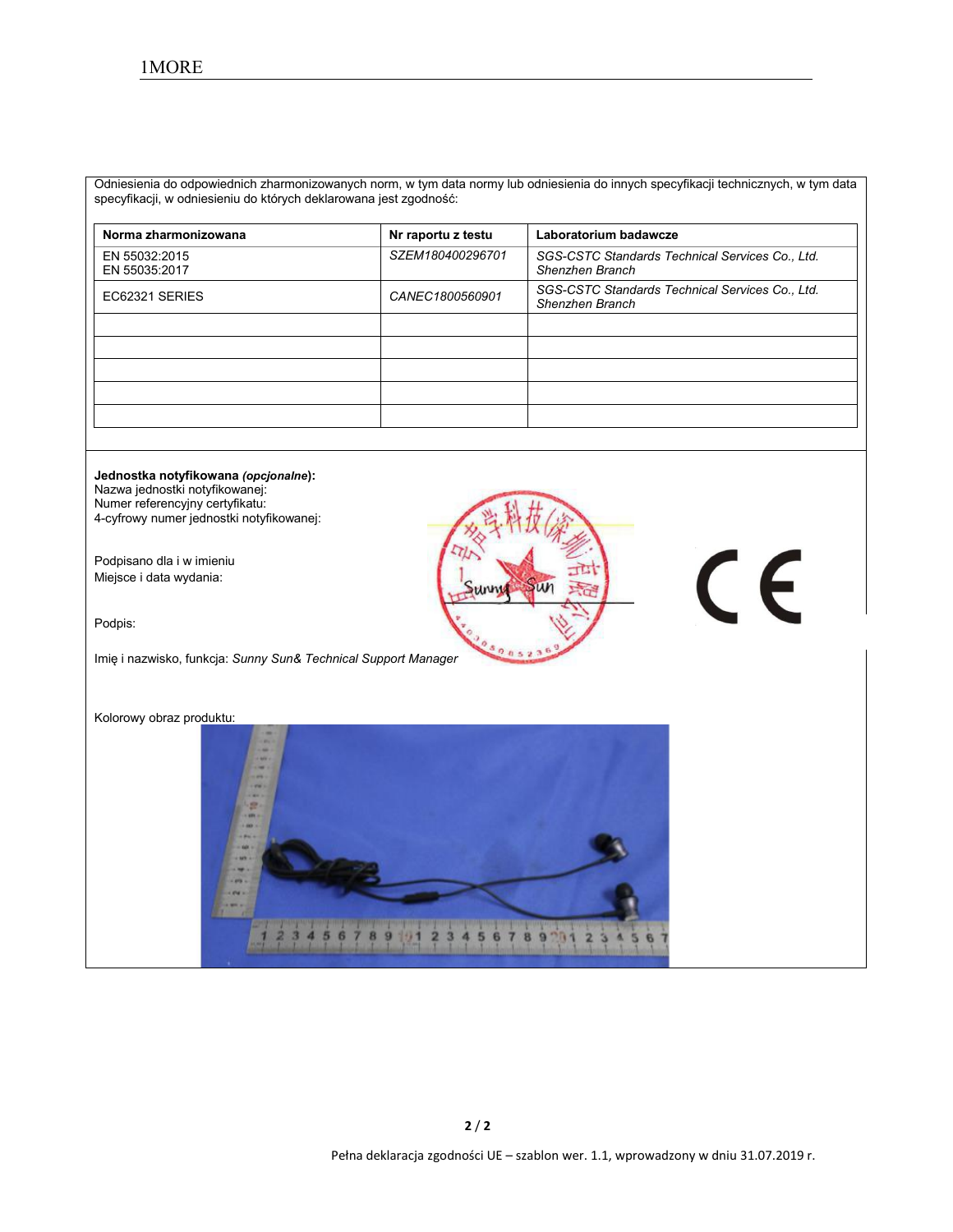Odniesienia do odpowiednich zharmonizowanych norm, w tym data normy lub odniesienia do innych specyfikacji technicznych, w tym data specyfikacji, w odniesieniu do których deklarowana jest zgodność:

| **Norma zharmonizowana** | **Nr raportu z testu** | **Laboratorium badawcze** |
|---|---|---|
| EN 55032:2015<br>EN 55035:2017 | *SZEM180400296701* | *SGS-CSTC Standards Technical Services Co., Ltd. Shenzhen Branch* |
| EC62321 SERIES | *CANEC1800560901* | *SGS-CSTC Standards Technical Services Co., Ltd. Shenzhen Branch* |
| | | |
| | | |
| | | |
| | | |
| | | |

**Jednostka notyfikowana *(opcjonalne)*:**
Nazwa jednostki notyfikowanej:
Numer referencyjny certyfikatu:
4-cyfrowy numer jednostki notyfikowanej:

Podpisano dla i w imieniu
Miejsce i data wydania:

Podpis:

Imię i nazwisko, funkcja: *Sunny Sun& Technical Support Manager*

Kolorowy obraz produktu:

Pełna deklaracja zgodności UE – szablon wer. 1.1, wprowadzony w dniu 31.07.2019 r.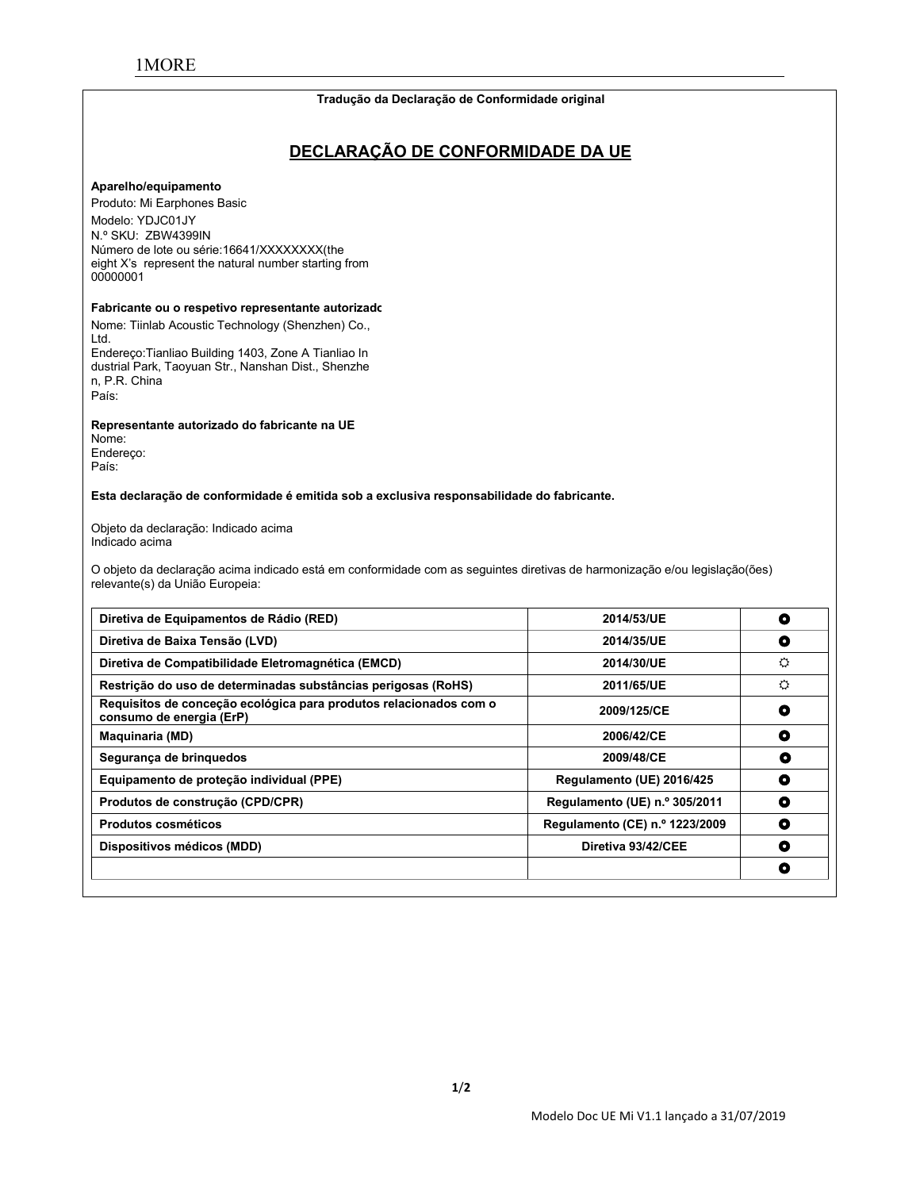Tradução da Declaração de Conformidade original

# DECLARAÇÃO DE CONFORMIDADE DA UE

**Aparelho/equipamento**

Produto: Mi Earphones Basic
Modelo: YDJC01JY
N.º SKU: ZBW4399IN
Número de lote ou série:16641/XXXXXXXX(the eight X's represent the natural number starting from 00000001

**Fabricante ou o respetivo representante autorizado**

Nome: Tiinlab Acoustic Technology (Shenzhen) Co., Ltd.
Endereço:Tianliao Building 1403, Zone A Tianliao Industrial Park, Taoyuan Str., Nanshan Dist., Shenzhen, P.R. China
País:

**Representante autorizado do fabricante na UE**

Nome:
Endereço:
País:

**Esta declaração de conformidade é emitida sob a exclusiva responsabilidade do fabricante.**

Objeto da declaração: Indicado acima
Indicado acima

O objeto da declaração acima indicado está em conformidade com as seguintes diretivas de harmonização e/ou legislação(ões) relevante(s) da União Europeia:

| | | |
|---|---|---|
| **Diretiva de Equipamentos de Rádio (RED)** | **2014/53/UE** | ◘ |
| **Diretiva de Baixa Tensão (LVD)** | **2014/35/UE** | ◘ |
| **Diretiva de Compatibilidade Eletromagnética (EMCD)** | **2014/30/UE** | ☼ |
| **Restrição do uso de determinadas substâncias perigosas (RoHS)** | **2011/65/UE** | ☼ |
| **Requisitos de conceção ecológica para produtos relacionados com o consumo de energia (ErP)** | **2009/125/CE** | ◘ |
| **Maquinaria (MD)** | **2006/42/CE** | ◘ |
| **Segurança de brinquedos** | **2009/48/CE** | ◘ |
| **Equipamento de proteção individual (PPE)** | **Regulamento (UE) 2016/425** | ◘ |
| **Produtos de construção (CPD/CPR)** | **Regulamento (UE) n.º 305/2011** | ◘ |
| **Produtos cosméticos** | **Regulamento (CE) n.º 1223/2009** | ◘ |
| **Dispositivos médicos (MDD)** | **Diretiva 93/42/CEE** | ◘ |
| | | ◘ |

Modelo Doc UE Mi V1.1 lançado a 31/07/2019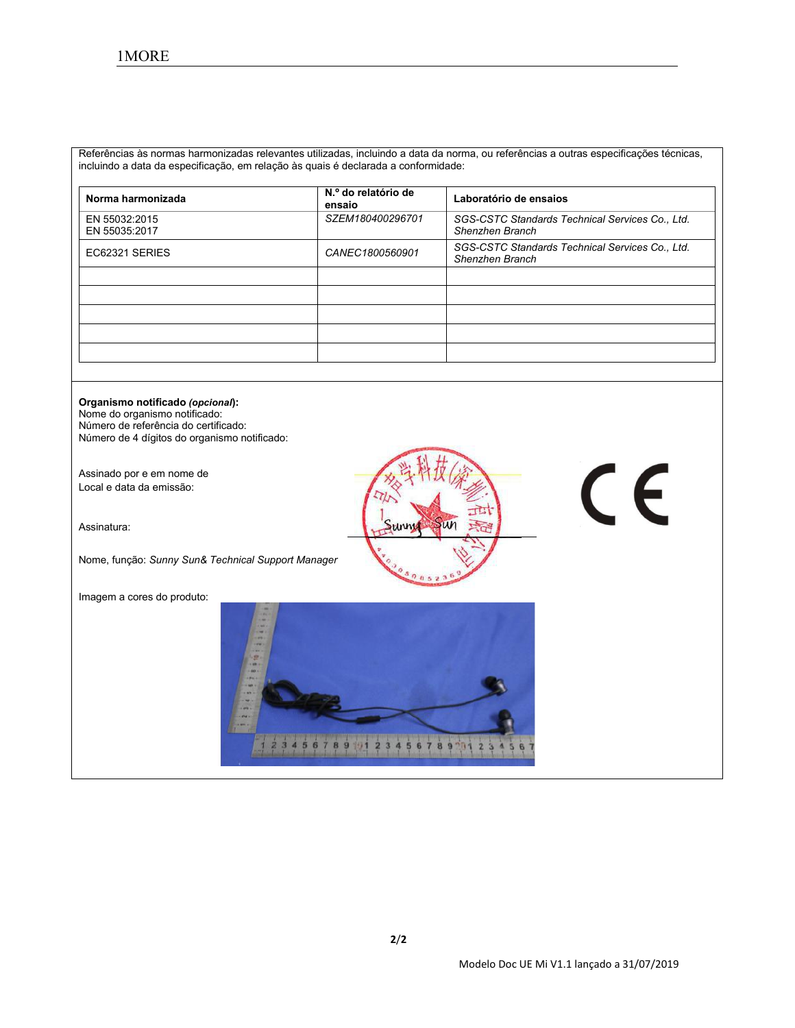Referências às normas harmonizadas relevantes utilizadas, incluindo a data da norma, ou referências a outras especificações técnicas, incluindo a data da especificação, em relação às quais é declarada a conformidade:

| Norma harmonizada | N.º do relatório de ensaio | Laboratório de ensaios |
|---|---|---|
| EN 55032:2015<br>EN 55035:2017 | *SZEM180400296701* | *SGS-CSTC Standards Technical Services Co., Ltd. Shenzhen Branch* |
| EC62321 SERIES | *CANEC1800560901* | *SGS-CSTC Standards Technical Services Co., Ltd. Shenzhen Branch* |
| | | |
| | | |
| | | |
| | | |
| | | |

**Organismo notificado *(opcional)*:**
Nome do organismo notificado:
Número de referência do certificado:
Número de 4 dígitos do organismo notificado:

Assinado por e em nome de
Local e data da emissão:

Assinatura:

Nome, função: *Sunny Sun& Technical Support Manager*

Imagem a cores do produto:

Modelo Doc UE Mi V1.1 lançado a 31/07/2019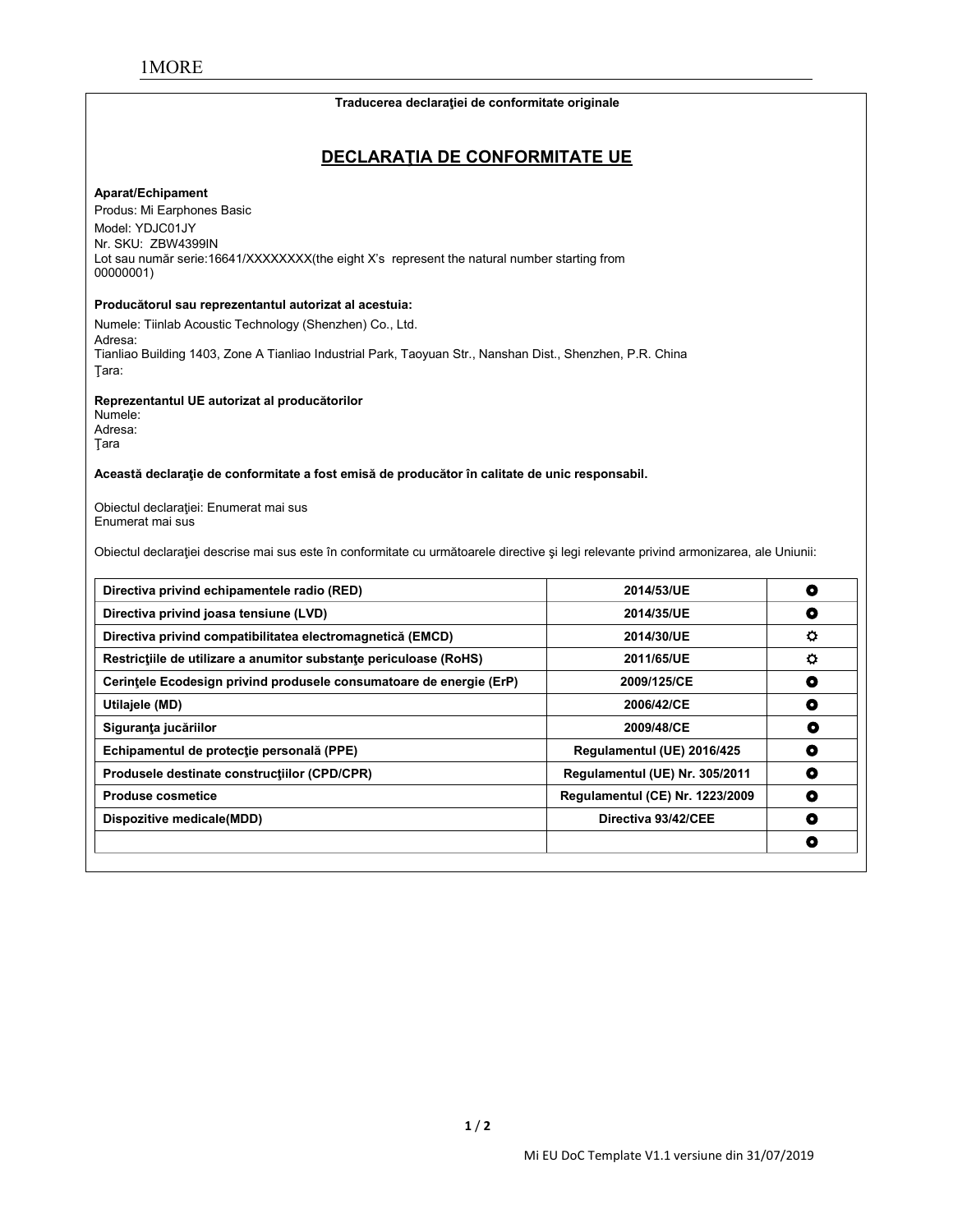Traducerea declaraţiei de conformitate originale

# DECLARAŢIA DE CONFORMITATE UE

**Aparat/Echipament**

Produs: Mi Earphones Basic
Model: YDJC01JY
Nr. SKU: ZBW4399IN
Lot sau număr serie:16641/XXXXXXXX(the eight X's represent the natural number starting from 00000001)

**Producătorul sau reprezentantul autorizat al acestuia:**

Numele: Tiinlab Acoustic Technology (Shenzhen) Co., Ltd.
Adresa:
Tianliao Building 1403, Zone A Tianliao Industrial Park, Taoyuan Str., Nanshan Dist., Shenzhen, P.R. China
Ţara:

**Reprezentantul UE autorizat al producătorilor**

Numele:
Adresa:
Ţara

**Această declaraţie de conformitate a fost emisă de producător în calitate de unic responsabil.**

Obiectul declaraţiei: Enumerat mai sus
Enumerat mai sus

Obiectul declaraţiei descrise mai sus este în conformitate cu următoarele directive şi legi relevante privind armonizarea, ale Uniunii:

| | | |
|---|---|---|
| **Directiva privind echipamentele radio (RED)** | **2014/53/UE** | ◘ |
| **Directiva privind joasa tensiune (LVD)** | **2014/35/UE** | ◘ |
| **Directiva privind compatibilitatea electromagnetică (EMCD)** | **2014/30/UE** | ☼ |
| **Restricţiile de utilizare a anumitor substanţe periculoase (RoHS)** | **2011/65/UE** | ☼ |
| **Cerinţele Ecodesign privind produsele consumatoare de energie (ErP)** | **2009/125/CE** | ◘ |
| **Utilajele (MD)** | **2006/42/CE** | ◘ |
| **Siguranţa jucăriilor** | **2009/48/CE** | ◘ |
| **Echipamentul de protecţie personală (PPE)** | **Regulamentul (UE) 2016/425** | ◘ |
| **Produsele destinate construcţiilor (CPD/CPR)** | **Regulamentul (UE) Nr. 305/2011** | ◘ |
| **Produse cosmetice** | **Regulamentul (CE) Nr. 1223/2009** | ◘ |
| **Dispozitive medicale(MDD)** | **Directiva 93/42/CEE** | ◘ |
| | | ◘ |

Mi EU DoC Template V1.1 versiune din 31/07/2019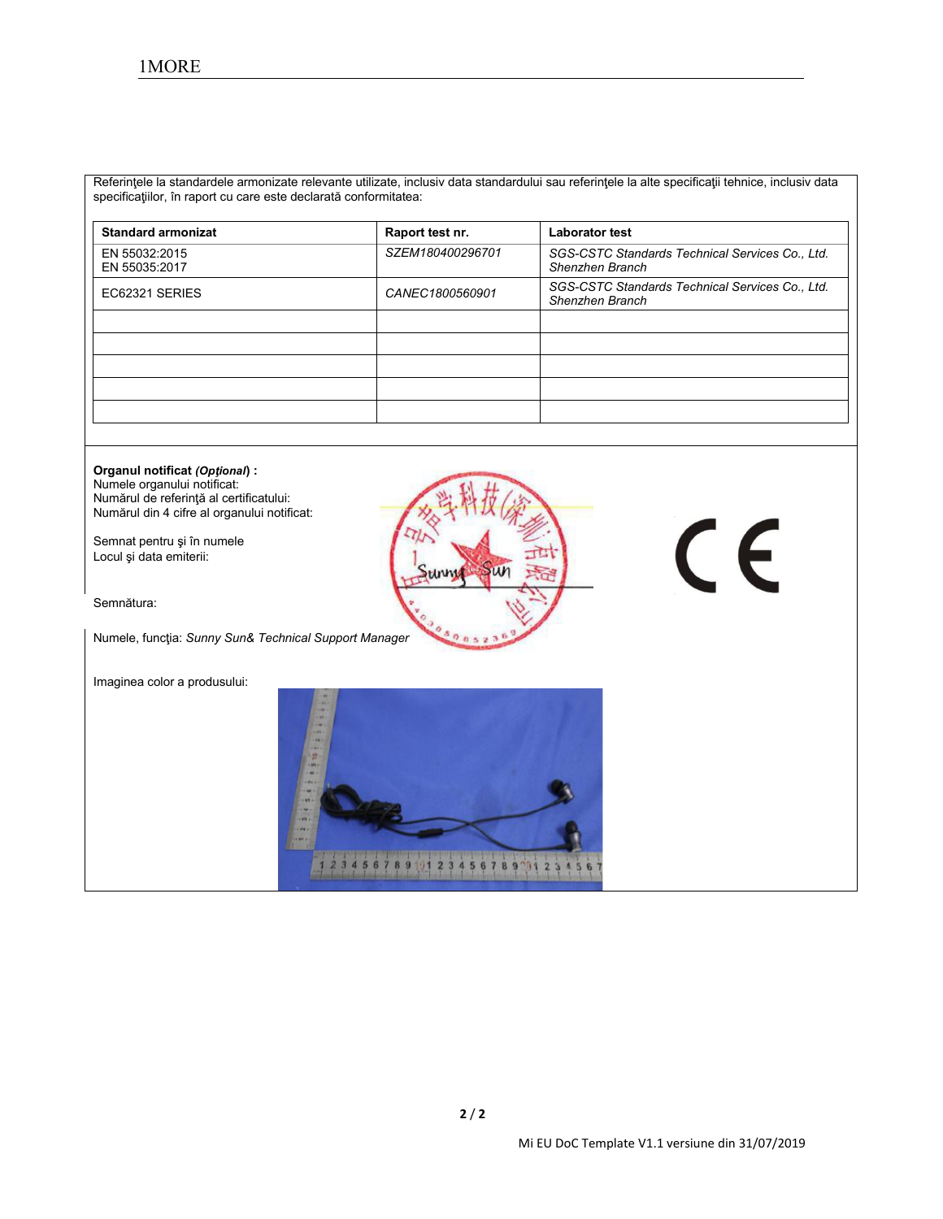Referinţele la standardele armonizate relevante utilizate, inclusiv data standardului sau referinţele la alte specificaţii tehnice, inclusiv data specificaţiilor, în raport cu care este declarată conformitatea:

| Standard armonizat | Raport test nr. | Laborator test |
|---|---|---|
| EN 55032:2015<br>EN 55035:2017 | *SZEM180400296701* | *SGS-CSTC Standards Technical Services Co., Ltd. Shenzhen Branch* |
| EC62321 SERIES | *CANEC1800560901* | *SGS-CSTC Standards Technical Services Co., Ltd. Shenzhen Branch* |
| | | |
| | | |
| | | |
| | | |
| | | |

**Organul notificat *(Opţional*) :**
Numele organului notificat:
Numărul de referinţă al certificatului:
Numărul din 4 cifre al organului notificat:

Semnat pentru şi în numele
Locul şi data emiterii:

Semnătura:

Numele, funcţia: *Sunny Sun& Technical Support Manager*

Imaginea color a produsului: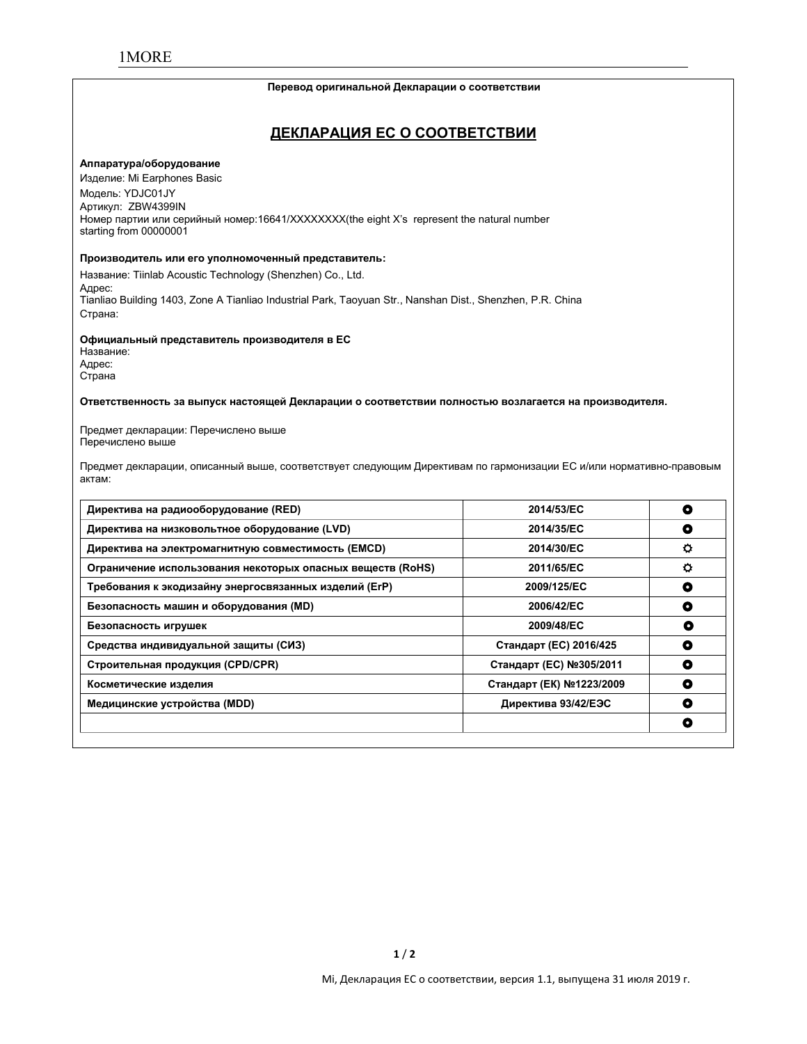**Перевод оригинальной Декларации о соответствии**

## ДЕКЛАРАЦИЯ ЕС О СООТВЕТСТВИИ

**Аппаратура/оборудование**

Изделие: Mi Earphones Basic
Модель: YDJC01JY
Артикул: ZBW4399IN
Номер партии или серийный номер:16641/XXXXXXXX(the eight X's represent the natural number starting from 00000001

**Производитель или его уполномоченный представитель:**

Название: Tiinlab Acoustic Technology (Shenzhen) Co., Ltd.
Адрес:
Tianliao Building 1403, Zone A Tianliao Industrial Park, Taoyuan Str., Nanshan Dist., Shenzhen, P.R. China
Страна:

**Официальный представитель производителя в ЕС**

Название:
Адрес:
Страна

**Ответственность за выпуск настоящей Декларации о соответствии полностью возлагается на производителя.**

Предмет декларации: Перечислено выше
Перечислено выше

Предмет декларации, описанный выше, соответствует следующим Директивам по гармонизации ЕС и/или нормативно-правовым актам:

| | | |
|---|---|---|
| **Директива на радиооборудование (RED)** | **2014/53/EC** | ● |
| **Директива на низковольтное оборудование (LVD)** | **2014/35/EC** | ● |
| **Директива на электромагнитную совместимость (EMCD)** | **2014/30/EC** | ☼ |
| **Ограничение использования некоторых опасных веществ (RoHS)** | **2011/65/EC** | ☼ |
| **Требования к экодизайну энергосвязанных изделий (ErP)** | **2009/125/EC** | ● |
| **Безопасность машин и оборудования (MD)** | **2006/42/EC** | ● |
| **Безопасность игрушек** | **2009/48/EC** | ● |
| **Средства индивидуальной защиты (СИЗ)** | **Стандарт (ЕС) 2016/425** | ● |
| **Строительная продукция (CPD/CPR)** | **Стандарт (ЕС) №305/2011** | ● |
| **Косметические изделия** | **Стандарт (ЕК) №1223/2009** | ● |
| **Медицинские устройства (MDD)** | **Директива 93/42/ЕЭС** | ● |
| | | ● |

Mi, Декларация ЕС о соответствии, версия 1.1, выпущена 31 июля 2019 г.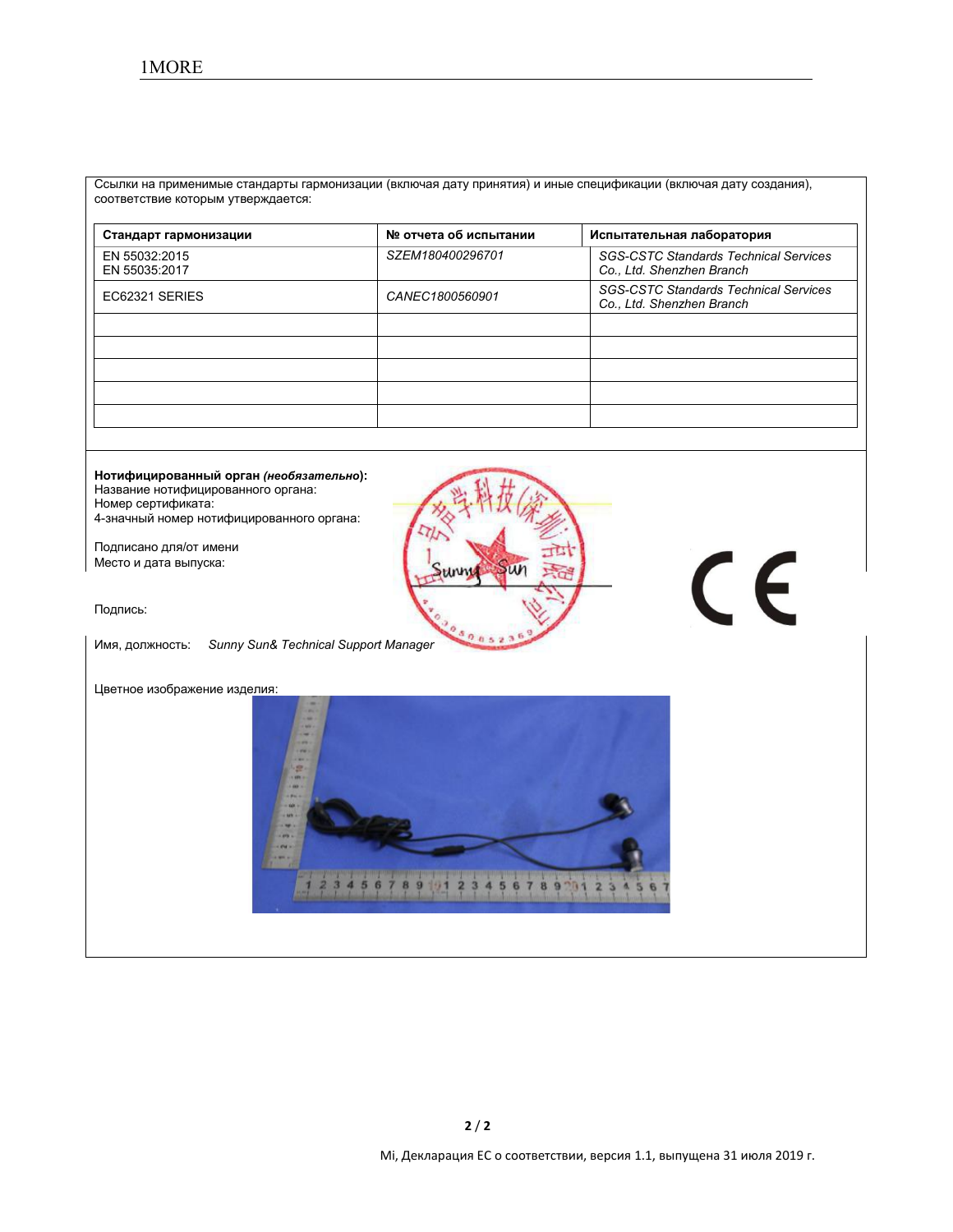Ссылки на применимые стандарты гармонизации (включая дату принятия) и иные спецификации (включая дату создания), соответствие которым утверждается:

| Стандарт гармонизации | № отчета об испытании | Испытательная лаборатория |
|---|---|---|
| EN 55032:2015<br>EN 55035:2017 | *SZEM180400296701* | *SGS-CSTC Standards Technical Services Co., Ltd. Shenzhen Branch* |
| EC62321 SERIES | *CANEC1800560901* | *SGS-CSTC Standards Technical Services Co., Ltd. Shenzhen Branch* |
| | | |
| | | |
| | | |
| | | |
| | | |

**Нотифицированный орган *(необязательно)*:**
Название нотифицированного органа:
Номер сертификата:
4-значный номер нотифицированного органа:

Подписано для/от имени
Место и дата выпуска:

Подпись:

Имя, должность: *Sunny Sun& Technical Support Manager*

Цветное изображение изделия:

Mi, Декларация ЕС о соответствии, версия 1.1, выпущена 31 июля 2019 г.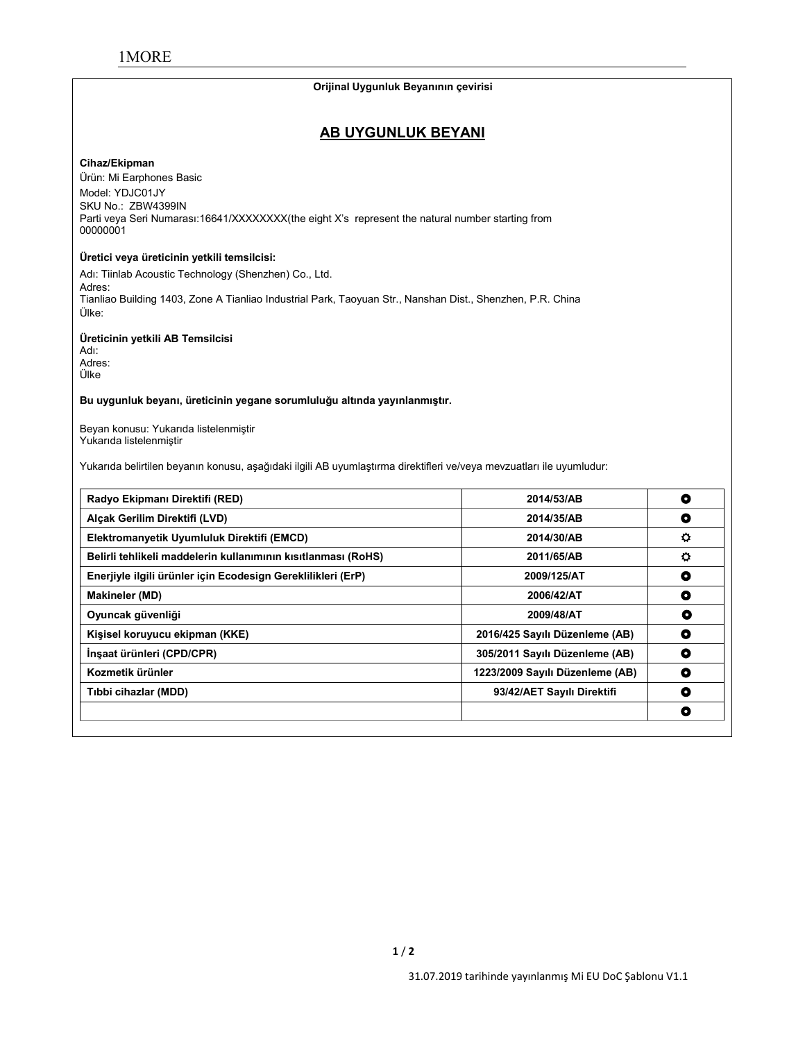1MORE

**Orijinal Uygunluk Beyanının çevirisi**

## AB UYGUNLUK BEYANI

**Cihaz/Ekipman**

Ürün: Mi Earphones Basic
Model: YDJC01JY
SKU No.: ZBW4399IN
Parti veya Seri Numarası:16641/XXXXXXXX(the eight X's represent the natural number starting from 00000001

**Üretici veya üreticinin yetkili temsilcisi:**

Adı: Tiinlab Acoustic Technology (Shenzhen) Co., Ltd.
Adres:
Tianliao Building 1403, Zone A Tianliao Industrial Park, Taoyuan Str., Nanshan Dist., Shenzhen, P.R. China
Ülke:

**Üreticinin yetkili AB Temsilcisi**

Adı:
Adres:
Ülke

**Bu uygunluk beyanı, üreticinin yegane sorumluluğu altında yayınlanmıştır.**

Beyan konusu: Yukarıda listelenmiştir
Yukarıda listelenmiştir

Yukarıda belirtilen beyanın konusu, aşağıdaki ilgili AB uyumlaştırma direktifleri ve/veya mevzuatları ile uyumludur:

| | | |
|---|---|---|
| **Radyo Ekipmanı Direktifi (RED)** | **2014/53/AB** | ◘ |
| **Alçak Gerilim Direktifi (LVD)** | **2014/35/AB** | ◘ |
| **Elektromanyetik Uyumluluk Direktifi (EMCD)** | **2014/30/AB** | ☼ |
| **Belirli tehlikeli maddelerin kullanımının kısıtlanması (RoHS)** | **2011/65/AB** | ☼ |
| **Enerjiyle ilgili ürünler için Ecodesign Gereklilikleri (ErP)** | **2009/125/AT** | ◘ |
| **Makineler (MD)** | **2006/42/AT** | ◘ |
| **Oyuncak güvenliği** | **2009/48/AT** | ◘ |
| **Kişisel koruyucu ekipman (KKE)** | **2016/425 Sayılı Düzenleme (AB)** | ◘ |
| **İnşaat ürünleri (CPD/CPR)** | **305/2011 Sayılı Düzenleme (AB)** | ◘ |
| **Kozmetik ürünler** | **1223/2009 Sayılı Düzenleme (AB)** | ◘ |
| **Tıbbi cihazlar (MDD)** | **93/42/AET Sayılı Direktifi** | ◘ |
| | | ◘ |

31.07.2019 tarihinde yayınlanmış Mi EU DoC Şablonu V1.1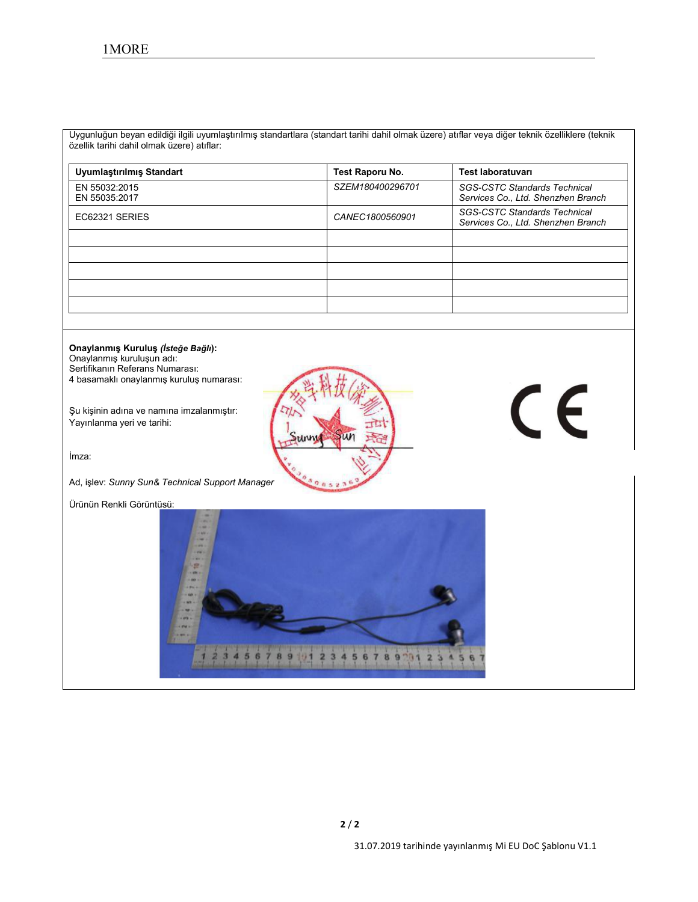Uygunluğun beyan edildiği ilgili uyumlaştırılmış standartlara (standart tarihi dahil olmak üzere) atıflar veya diğer teknik özelliklere (teknik özellik tarihi dahil olmak üzere) atıflar:

| Uyumlaştırılmış Standart | Test Raporu No. | Test laboratuvarı |
|---|---|---|
| EN 55032:2015<br>EN 55035:2017 | *SZEM180400296701* | *SGS-CSTC Standards Technical Services Co., Ltd. Shenzhen Branch* |
| EC62321 SERIES | *CANEC1800560901* | *SGS-CSTC Standards Technical Services Co., Ltd. Shenzhen Branch* |
| | | |
| | | |
| | | |
| | | |
| | | |

**Onaylanmış Kuruluş *(İsteğe Bağlı)*:**
Onaylanmış kuruluşun adı:
Sertifikanın Referans Numarası:
4 basamaklı onaylanmış kuruluş numarası:

Şu kişinin adına ve namına imzalanmıştır:
Yayınlanma yeri ve tarihi:

İmza:

Ad, işlev: *Sunny Sun& Technical Support Manager*

Ürünün Renkli Görüntüsü:

31.07.2019 tarihinde yayınlanmış Mi EU DoC Şablonu V1.1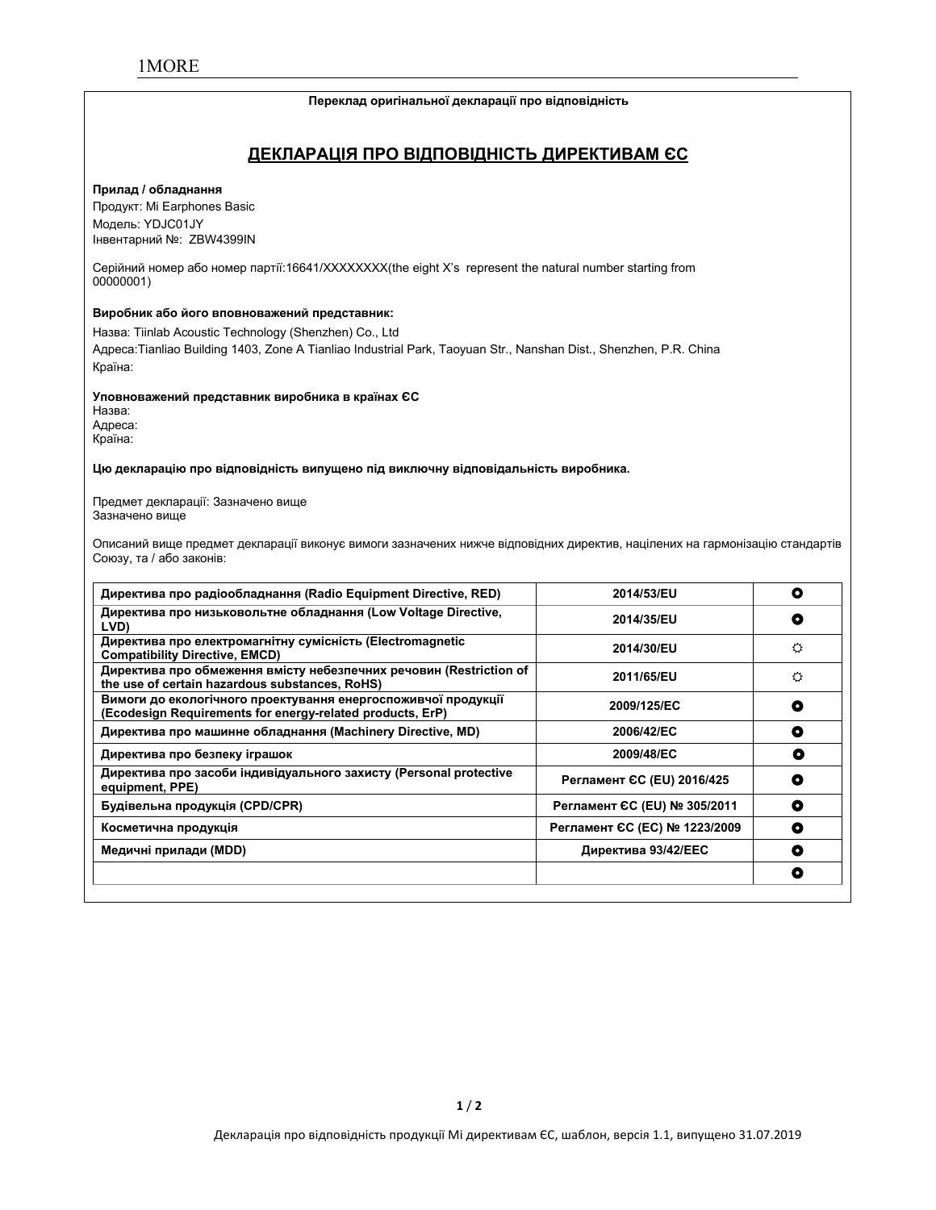Переклад оригінальної декларації про відповідність

## ДЕКЛАРАЦІЯ ПРО ВІДПОВІДНІСТЬ ДИРЕКТИВАМ ЄС

**Прилад / обладнання**

Продукт: Mi Earphones Basic
Модель: YDJC01JY
Інвентарний №: ZBW4399IN

Серійний номер або номер партії:16641/XXXXXXXX(the eight X's represent the natural number starting from 00000001)

**Виробник або його вповноважений представник:**

Назва: Tiinlab Acoustic Technology (Shenzhen) Co., Ltd
Адреса:Tianliao Building 1403, Zone A Tianliao Industrial Park, Taoyuan Str., Nanshan Dist., Shenzhen, P.R. China
Країна:

**Уповноважений представник виробника в країнах ЄС**

Назва:
Адреса:
Країна:

**Цю декларацію про відповідність випущено під виключну відповідальність виробника.**

Предмет декларації: Зазначено вище
Зазначено вище

Описаний вище предмет декларації виконує вимоги зазначених нижче відповідних директив, націлених на гармонізацію стандартів Союзу, та / або законів:

| | | |
|---|---|---|
| **Директива про радіообладнання (Radio Equipment Directive, RED)** | **2014/53/EU** | ● |
| **Директива про низьковольтне обладнання (Low Voltage Directive, LVD)** | **2014/35/EU** | ● |
| **Директива про електромагнітну сумісність (Electromagnetic Compatibility Directive, EMCD)** | **2014/30/EU** | ☼ |
| **Директива про обмеження вмісту небезпечних речовин (Restriction of the use of certain hazardous substances, RoHS)** | **2011/65/EU** | ☼ |
| **Вимоги до екологічного проектування енергоспоживчої продукції (Ecodesign Requirements for energy-related products, ErP)** | **2009/125/EC** | ● |
| **Директива про машинне обладнання (Machinery Directive, MD)** | **2006/42/EC** | ● |
| **Директива про безпеку іграшок** | **2009/48/EC** | ● |
| **Директива про засоби індивідуального захисту (Personal protective equipment, PPE)** | **Регламент ЄС (EU) 2016/425** | ● |
| **Будівельна продукція (CPD/CPR)** | **Регламент ЄС (EU) № 305/2011** | ● |
| **Косметична продукція** | **Регламент ЄС (EC) № 1223/2009** | ● |
| **Медичні прилади (MDD)** | **Директива 93/42/EEC** | ● |
| | | ● |

Декларація про відповідність продукції Mi директивам ЄС, шаблон, версія 1.1, випущено 31.07.2019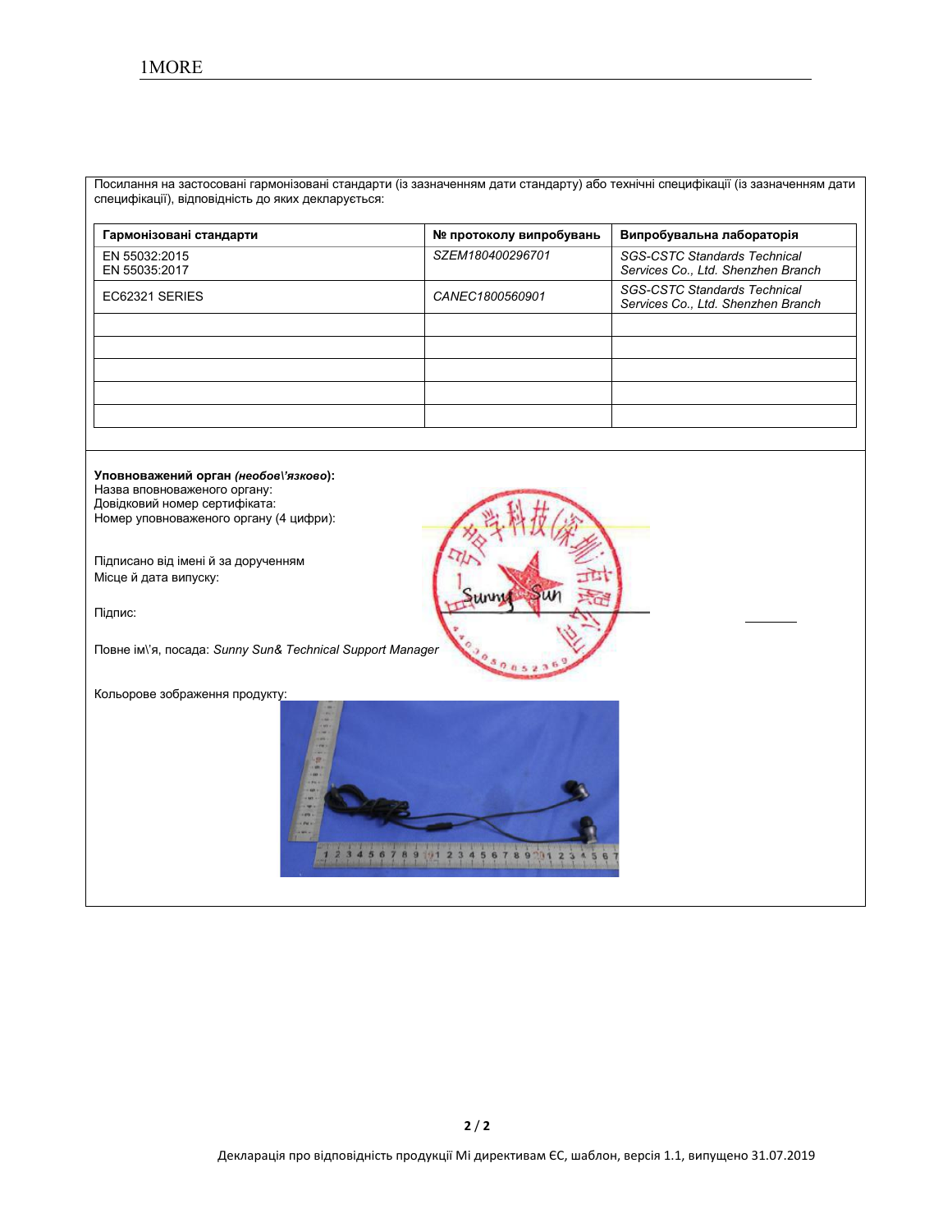Посилання на застосовані гармонізовані стандарти (із зазначенням дати стандарту) або технічні специфікації (із зазначенням дати специфікації), відповідність до яких декларується:

| Гармонізовані стандарти | № протоколу випробувань | Випробувальна лабораторія |
|---|---|---|
| EN 55032:2015<br>EN 55035:2017 | *SZEM180400296701* | *SGS-CSTC Standards Technical Services Co., Ltd. Shenzhen Branch* |
| EC62321 SERIES | *CANEC1800560901* | *SGS-CSTC Standards Technical Services Co., Ltd. Shenzhen Branch* |
| | | |
| | | |
| | | |
| | | |
| | | |

**Уповноважений орган *(необов\'язково)*:**
Назва вповноваженого органу:
Довідковий номер сертифіката:
Номер уповноваженого органу (4 цифри):

Підписано від імені й за дорученням
Місце й дата випуску:

Підпис:

Повне ім\'я, посада: *Sunny Sun& Technical Support Manager*

Кольорове зображення продукту:

Декларація про відповідність продукції Mi директивам ЄС, шаблон, версія 1.1, випущено 31.07.2019